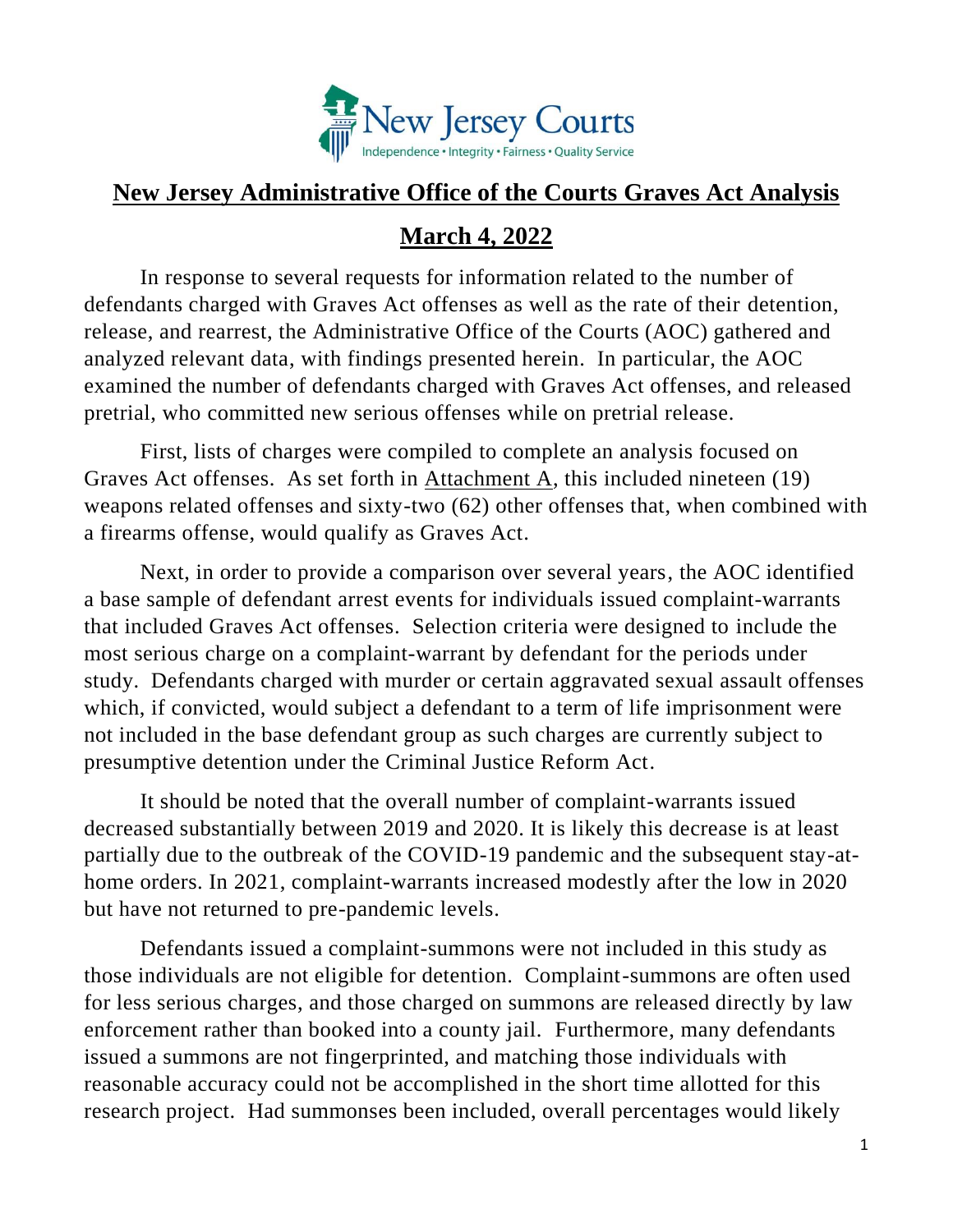# New Jersey Administrative Office of the Courts Graves Act Analysis

## March 4, 2022

In response to several requests for information related to the number of defendants charged with Graves Act offenses as well as the rate of their detention, release, and rearrest, the Administrative Office of the Courts (AOC) gathered and analyzed relevant data, with findings presented herein. In particular, the AOC examined the number of defendants charged with Graves Act offenses, and released pretrial, who committed new serious offenses while on pretrial release.

First, lists of charges were compiled to complete an analysis focused on Graves Act offenses. As set forth in Attachment A, this included nineteen (19) weapons related offenses and sixty-two (62) other offenses that, when combined with a firearms offense, would qualify as Graves Act.

Next, in order to provide a comparison over several years, the AOC identified a base sample of defendant arrest events for individuals issued complaint-warrants that included Graves Act offenses. Selection criteria were designed to include the most serious charge on a complaint-warrant by defendant for the periods under study. Defendants charged with murder or certain aggravated sexual assault offenses which, if convicted, would subject a defendant to a term of life imprisonment were not included in the base defendant group as such charges are currently subject to presumptive detention under the Criminal Justice Reform Act.

It should be noted that the overall number of complaint-warrants issued decreased substantially between 2019 and 2020. It is likely this decrease is at least partially due to the outbreak of the COVID-19 pandemic and the subsequent stay-at-home orders. In 2021, complaint-warrants increased modestly after the low in 2020 but have not returned to pre-pandemic levels.

Defendants issued a complaint-summons were not included in this study as those individuals are not eligible for detention. Complaint-summons are often used for less serious charges, and those charged on summons are released directly by law enforcement rather than booked into a county jail. Furthermore, many defendants issued a summons are not fingerprinted, and matching those individuals with reasonable accuracy could not be accomplished in the short time allotted for this research project. Had summonses been included, overall percentages would likely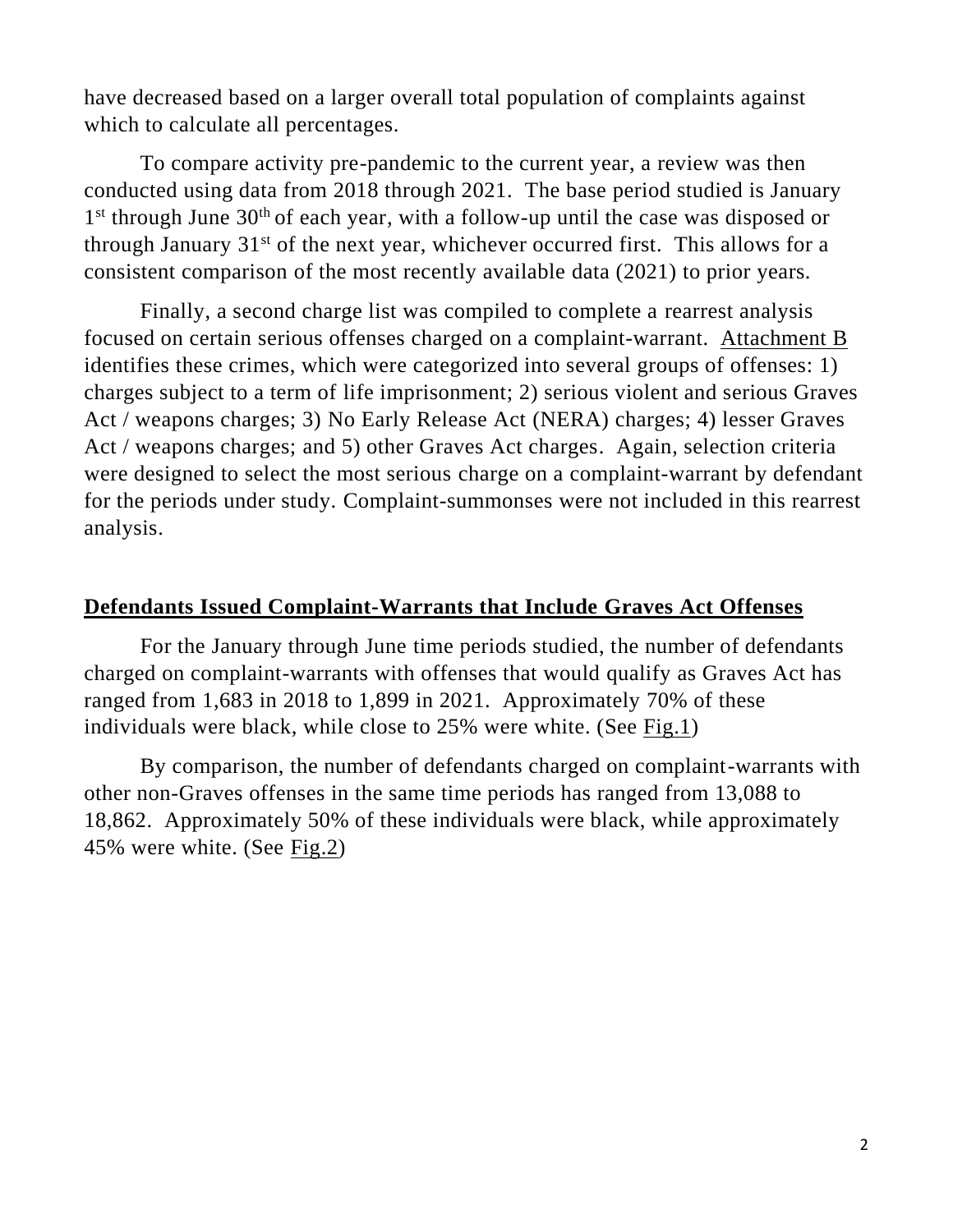have decreased based on a larger overall total population of complaints against which to calculate all percentages.

To compare activity pre-pandemic to the current year, a review was then conducted using data from 2018 through 2021. The base period studied is January 1st through June 30th of each year, with a follow-up until the case was disposed or through January 31st of the next year, whichever occurred first. This allows for a consistent comparison of the most recently available data (2021) to prior years.

Finally, a second charge list was compiled to complete a rearrest analysis focused on certain serious offenses charged on a complaint-warrant. Attachment B identifies these crimes, which were categorized into several groups of offenses: 1) charges subject to a term of life imprisonment; 2) serious violent and serious Graves Act / weapons charges; 3) No Early Release Act (NERA) charges; 4) lesser Graves Act / weapons charges; and 5) other Graves Act charges. Again, selection criteria were designed to select the most serious charge on a complaint-warrant by defendant for the periods under study. Complaint-summonses were not included in this rearrest analysis.

## Defendants Issued Complaint-Warrants that Include Graves Act Offenses

For the January through June time periods studied, the number of defendants charged on complaint-warrants with offenses that would qualify as Graves Act has ranged from 1,683 in 2018 to 1,899 in 2021. Approximately 70% of these individuals were black, while close to 25% were white. (See Fig.1)

By comparison, the number of defendants charged on complaint-warrants with other non-Graves offenses in the same time periods has ranged from 13,088 to 18,862. Approximately 50% of these individuals were black, while approximately 45% were white. (See Fig.2)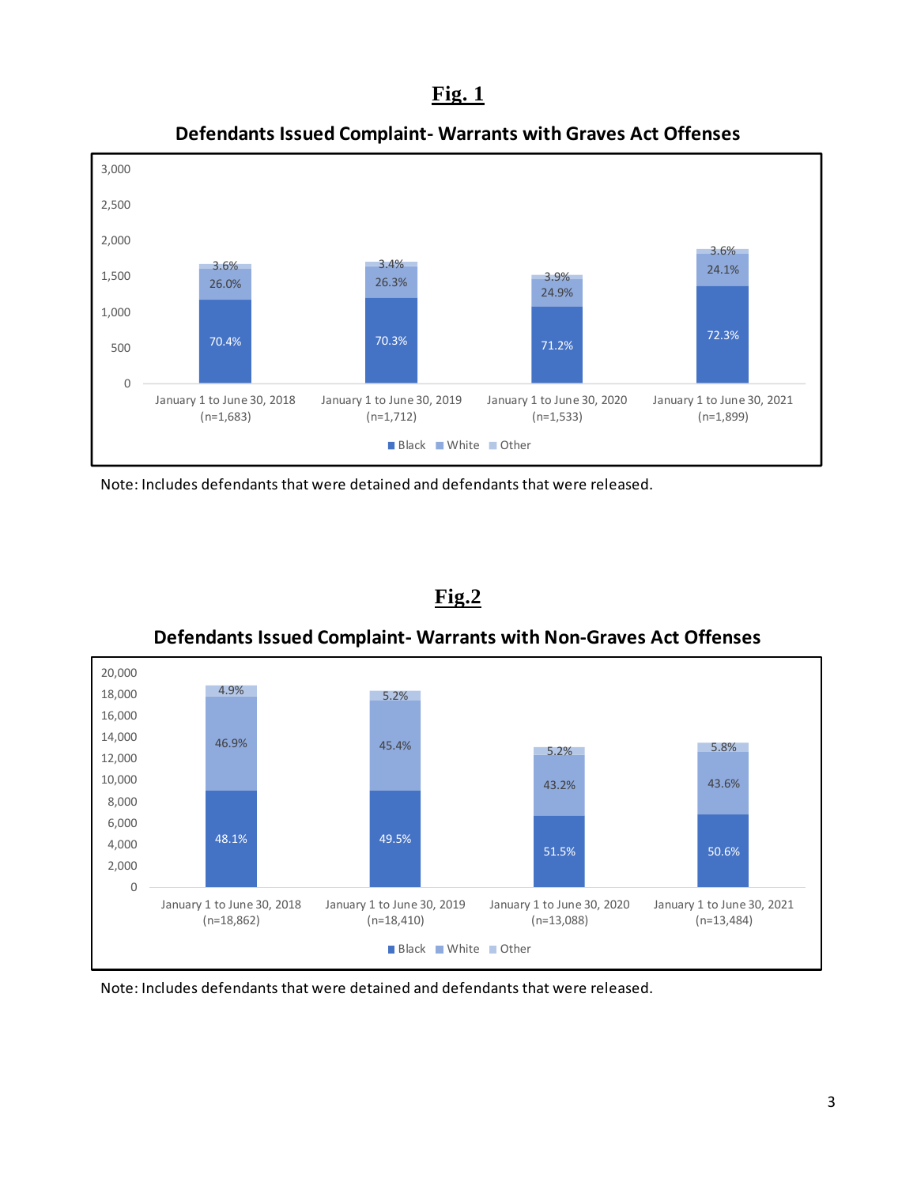**Fig. 1**

**Defendants Issued Complaint- Warrants with Graves Act Offenses**

| | January 1 to June 30, 2018 (n=1,683) | January 1 to June 30, 2019 (n=1,712) | January 1 to June 30, 2020 (n=1,533) | January 1 to June 30, 2021 (n=1,899) |
|---|---|---|---|---|
| Black | 70.4% | 70.3% | 71.2% | 72.3% |
| White | 26.0% | 26.3% | 24.9% | 24.1% |
| Other | 3.6% | 3.4% | 3.9% | 3.6% |

Note: Includes defendants that were detained and defendants that were released.

**Fig.2**

**Defendants Issued Complaint- Warrants with Non-Graves Act Offenses**

| | January 1 to June 30, 2018 (n=18,862) | January 1 to June 30, 2019 (n=18,410) | January 1 to June 30, 2020 (n=13,088) | January 1 to June 30, 2021 (n=13,484) |
|---|---|---|---|---|
| Black | 48.1% | 49.5% | 51.5% | 50.6% |
| White | 46.9% | 45.4% | 43.2% | 43.6% |
| Other | 4.9% | 5.2% | 5.2% | 5.8% |

Note: Includes defendants that were detained and defendants that were released.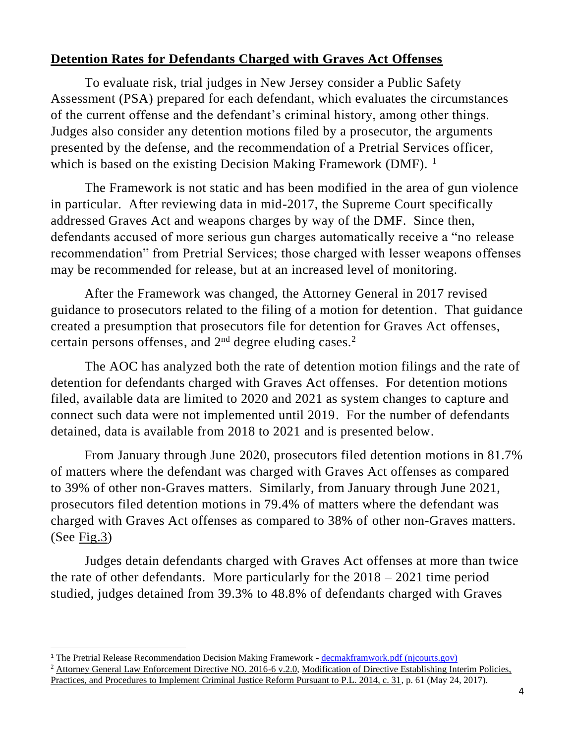## **Detention Rates for Defendants Charged with Graves Act Offenses**

To evaluate risk, trial judges in New Jersey consider a Public Safety Assessment (PSA) prepared for each defendant, which evaluates the circumstances of the current offense and the defendant's criminal history, among other things. Judges also consider any detention motions filed by a prosecutor, the arguments presented by the defense, and the recommendation of a Pretrial Services officer, which is based on the existing Decision Making Framework (DMF). [1]

The Framework is not static and has been modified in the area of gun violence in particular. After reviewing data in mid-2017, the Supreme Court specifically addressed Graves Act and weapons charges by way of the DMF. Since then, defendants accused of more serious gun charges automatically receive a "no release recommendation" from Pretrial Services; those charged with lesser weapons offenses may be recommended for release, but at an increased level of monitoring.

After the Framework was changed, the Attorney General in 2017 revised guidance to prosecutors related to the filing of a motion for detention. That guidance created a presumption that prosecutors file for detention for Graves Act offenses, certain persons offenses, and 2nd degree eluding cases.[2]

The AOC has analyzed both the rate of detention motion filings and the rate of detention for defendants charged with Graves Act offenses. For detention motions filed, available data are limited to 2020 and 2021 as system changes to capture and connect such data were not implemented until 2019. For the number of defendants detained, data is available from 2018 to 2021 and is presented below.

From January through June 2020, prosecutors filed detention motions in 81.7% of matters where the defendant was charged with Graves Act offenses as compared to 39% of other non-Graves matters. Similarly, from January through June 2021, prosecutors filed detention motions in 79.4% of matters where the defendant was charged with Graves Act offenses as compared to 38% of other non-Graves matters. (See Fig.3)

Judges detain defendants charged with Graves Act offenses at more than twice the rate of other defendants. More particularly for the 2018 – 2021 time period studied, judges detained from 39.3% to 48.8% of defendants charged with Graves

---

[1] The Pretrial Release Recommendation Decision Making Framework - decmakframwork.pdf (njcourts.gov)

[2] Attorney General Law Enforcement Directive NO. 2016-6 v.2.0, Modification of Directive Establishing Interim Policies, Practices, and Procedures to Implement Criminal Justice Reform Pursuant to P.L. 2014, c. 31, p. 61 (May 24, 2017).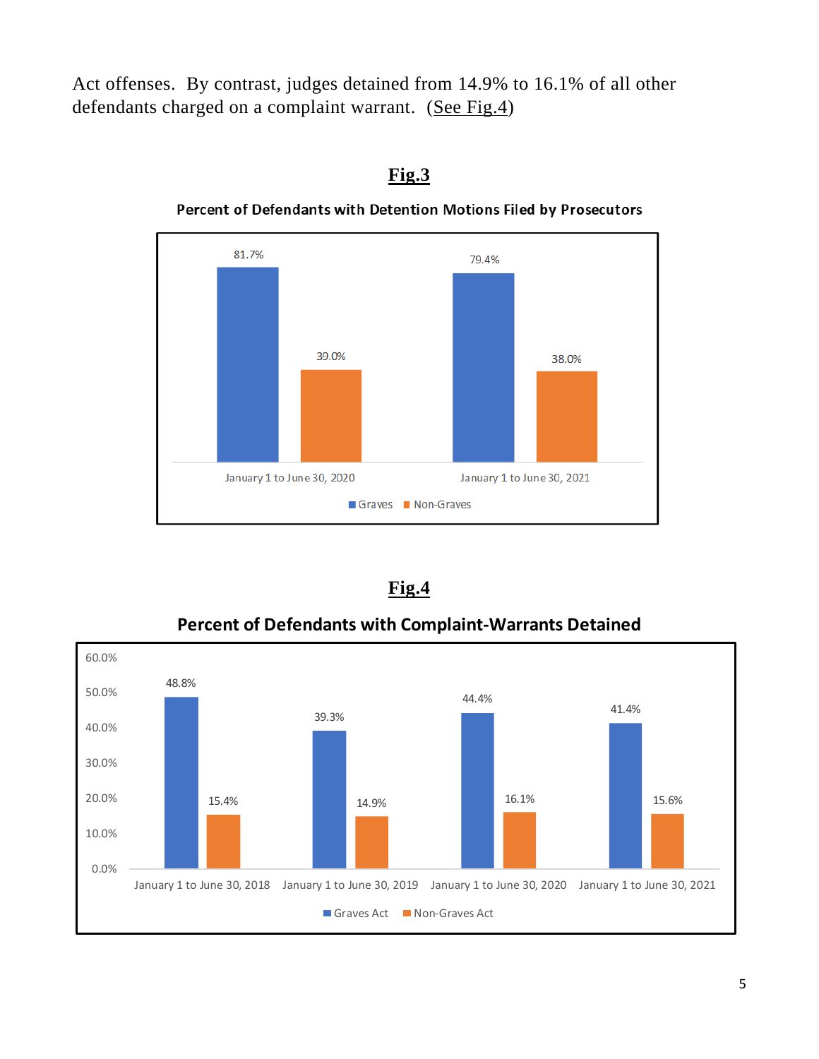Act offenses. By contrast, judges detained from 14.9% to 16.1% of all other defendants charged on a complaint warrant. (See Fig.4)

**Fig.3**

**Percent of Defendants with Detention Motions Filed by Prosecutors**

| | Graves | Non-Graves |
|---|---|---|
| January 1 to June 30, 2020 | 81.7% | 39.0% |
| January 1 to June 30, 2021 | 79.4% | 38.0% |

**Fig.4**

**Percent of Defendants with Complaint-Warrants Detained**

| | Graves Act | Non-Graves Act |
|---|---|---|
| January 1 to June 30, 2018 | 48.8% | 15.4% |
| January 1 to June 30, 2019 | 39.3% | 14.9% |
| January 1 to June 30, 2020 | 44.4% | 16.1% |
| January 1 to June 30, 2021 | 41.4% | 15.6% |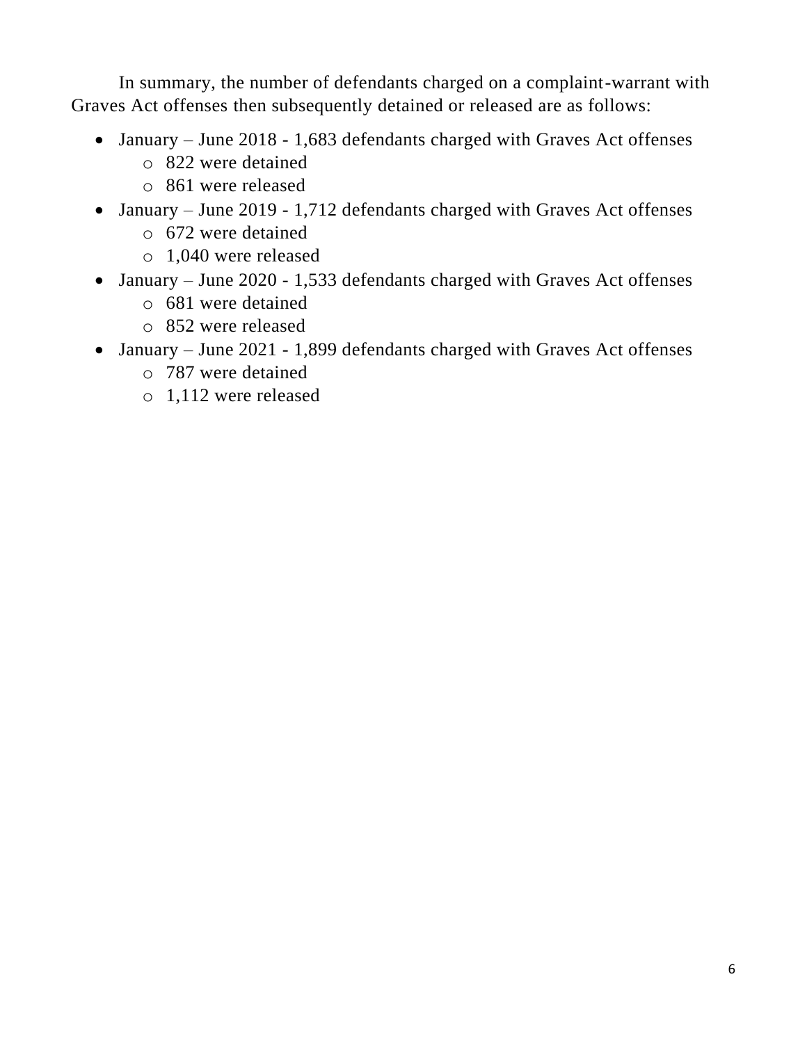In summary, the number of defendants charged on a complaint-warrant with Graves Act offenses then subsequently detained or released are as follows:

- January – June 2018 - 1,683 defendants charged with Graves Act offenses
  - 822 were detained
  - 861 were released
- January – June 2019 - 1,712 defendants charged with Graves Act offenses
  - 672 were detained
  - 1,040 were released
- January – June 2020 - 1,533 defendants charged with Graves Act offenses
  - 681 were detained
  - 852 were released
- January – June 2021 - 1,899 defendants charged with Graves Act offenses
  - 787 were detained
  - 1,112 were released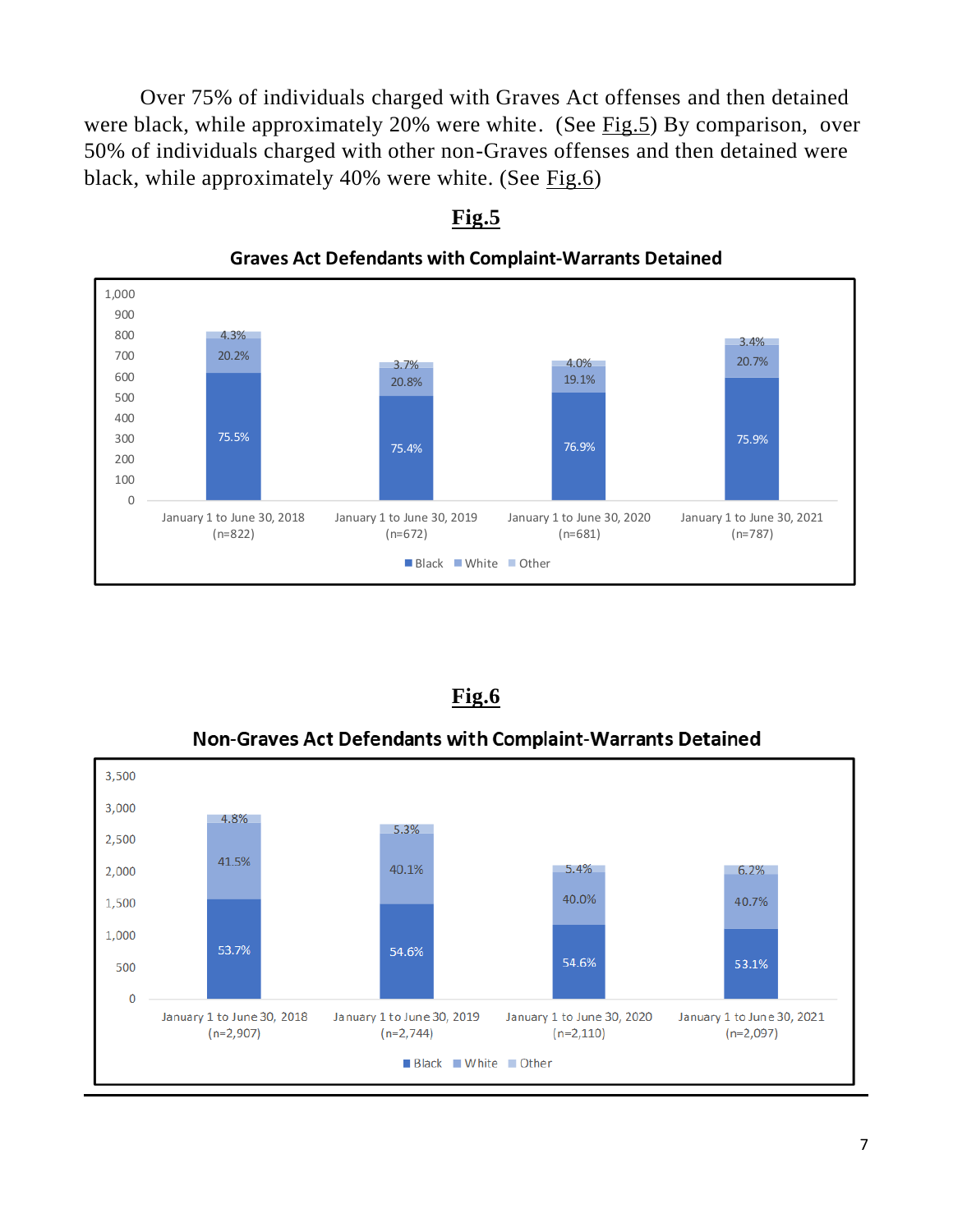Over 75% of individuals charged with Graves Act offenses and then detained were black, while approximately 20% were white. (See Fig.5) By comparison, over 50% of individuals charged with other non-Graves offenses and then detained were black, while approximately 40% were white. (See Fig.6)

**Fig.5**

**Graves Act Defendants with Complaint-Warrants Detained**

| | January 1 to June 30, 2018 (n=822) | January 1 to June 30, 2019 (n=672) | January 1 to June 30, 2020 (n=681) | January 1 to June 30, 2021 (n=787) |
|---|---|---|---|---|
| Black | 75.5% | 75.4% | 76.9% | 75.9% |
| White | 20.2% | 20.8% | 19.1% | 20.7% |
| Other | 4.3% | 3.7% | 4.0% | 3.4% |

**Fig.6**

**Non-Graves Act Defendants with Complaint-Warrants Detained**

| | January 1 to June 30, 2018 (n=2,907) | January 1 to June 30, 2019 (n=2,744) | January 1 to June 30, 2020 (n=2,110) | January 1 to June 30, 2021 (n=2,097) |
|---|---|---|---|---|
| Black | 53.7% | 54.6% | 54.6% | 53.1% |
| White | 41.5% | 40.1% | 40.0% | 40.7% |
| Other | 4.8% | 5.3% | 5.4% | 6.2% |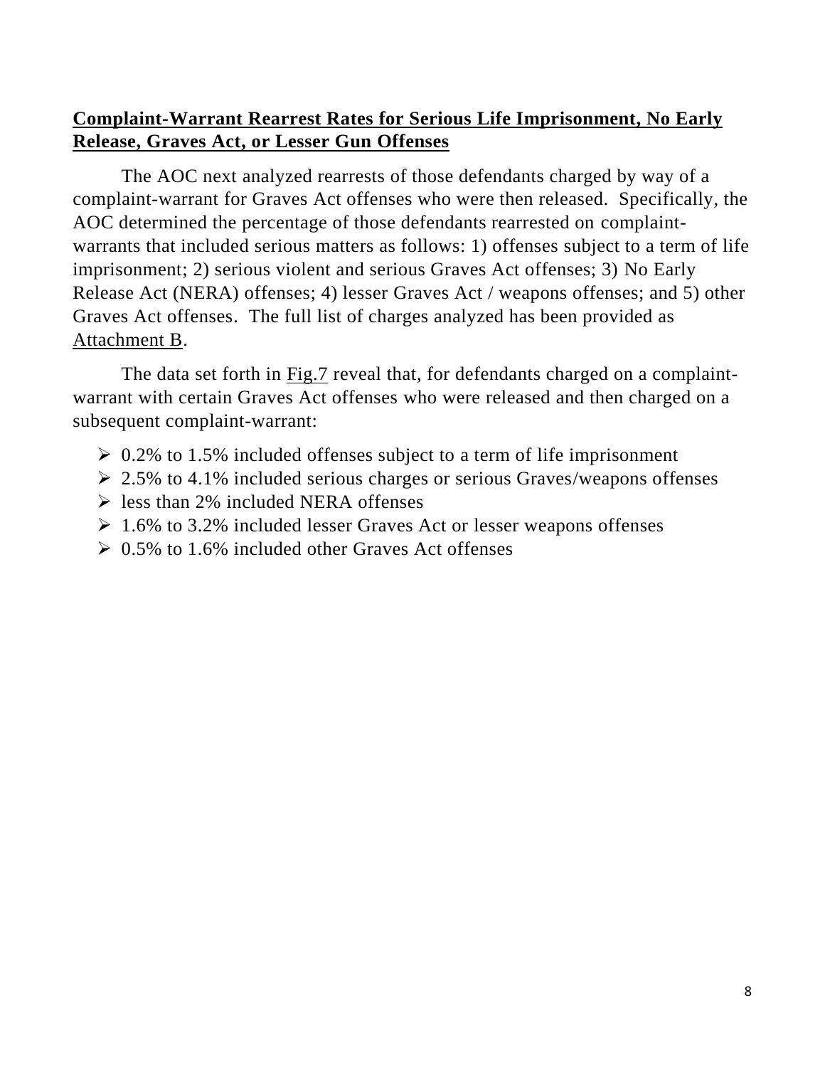## Complaint-Warrant Rearrest Rates for Serious Life Imprisonment, No Early Release, Graves Act, or Lesser Gun Offenses

The AOC next analyzed rearrests of those defendants charged by way of a complaint-warrant for Graves Act offenses who were then released. Specifically, the AOC determined the percentage of those defendants rearrested on complaint-warrants that included serious matters as follows: 1) offenses subject to a term of life imprisonment; 2) serious violent and serious Graves Act offenses; 3) No Early Release Act (NERA) offenses; 4) lesser Graves Act / weapons offenses; and 5) other Graves Act offenses. The full list of charges analyzed has been provided as Attachment B.

The data set forth in Fig.7 reveal that, for defendants charged on a complaint-warrant with certain Graves Act offenses who were released and then charged on a subsequent complaint-warrant:

- 0.2% to 1.5% included offenses subject to a term of life imprisonment
- 2.5% to 4.1% included serious charges or serious Graves/weapons offenses
- less than 2% included NERA offenses
- 1.6% to 3.2% included lesser Graves Act or lesser weapons offenses
- 0.5% to 1.6% included other Graves Act offenses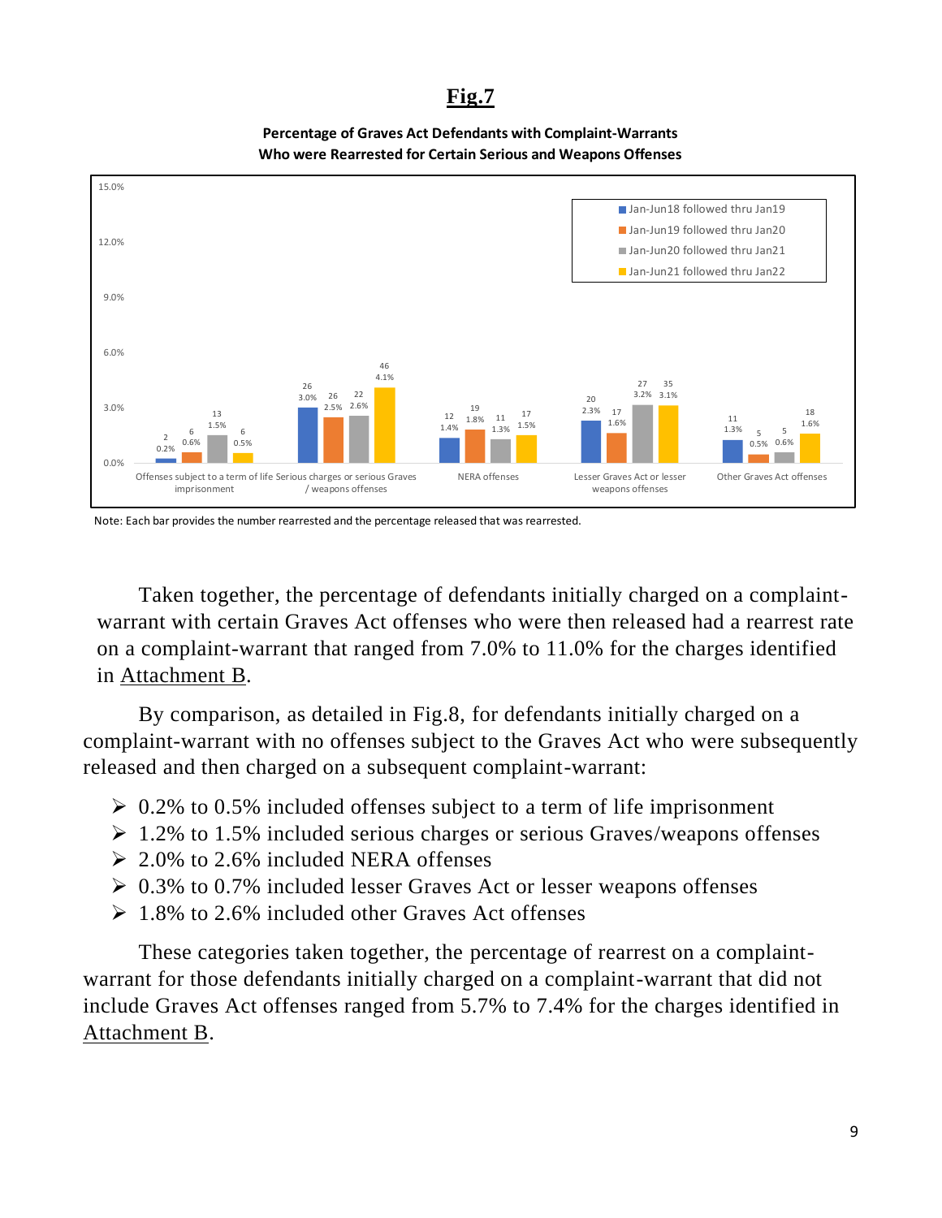## Fig.7

**Percentage of Graves Act Defendants with Complaint-Warrants Who were Rearrested for Certain Serious and Weapons Offenses**

| | Jan-Jun18 followed thru Jan19 | Jan-Jun19 followed thru Jan20 | Jan-Jun20 followed thru Jan21 | Jan-Jun21 followed thru Jan22 |
|---|---|---|---|---|
| Offenses subject to a term of life imprisonment | 2 (0.2%) | 6 (0.6%) | 13 (1.5%) | 6 (0.5%) |
| Serious charges or serious Graves / weapons offenses | 26 (3.0%) | 26 (2.5%) | 22 (2.6%) | 46 (4.1%) |
| NERA offenses | 12 (1.4%) | 19 (1.8%) | 11 (1.3%) | 17 (1.5%) |
| Lesser Graves Act or lesser weapons offenses | 20 (2.3%) | 17 (1.6%) | 27 (3.2%) | 35 (3.1%) |
| Other Graves Act offenses | 11 (1.3%) | 5 (0.5%) | 5 (0.6%) | 18 (1.6%) |

Note: Each bar provides the number rearrested and the percentage released that was rearrested.

Taken together, the percentage of defendants initially charged on a complaint-warrant with certain Graves Act offenses who were then released had a rearrest rate on a complaint-warrant that ranged from 7.0% to 11.0% for the charges identified in Attachment B.

By comparison, as detailed in Fig.8, for defendants initially charged on a complaint-warrant with no offenses subject to the Graves Act who were subsequently released and then charged on a subsequent complaint-warrant:

- 0.2% to 0.5% included offenses subject to a term of life imprisonment
- 1.2% to 1.5% included serious charges or serious Graves/weapons offenses
- 2.0% to 2.6% included NERA offenses
- 0.3% to 0.7% included lesser Graves Act or lesser weapons offenses
- 1.8% to 2.6% included other Graves Act offenses

These categories taken together, the percentage of rearrest on a complaint-warrant for those defendants initially charged on a complaint-warrant that did not include Graves Act offenses ranged from 5.7% to 7.4% for the charges identified in Attachment B.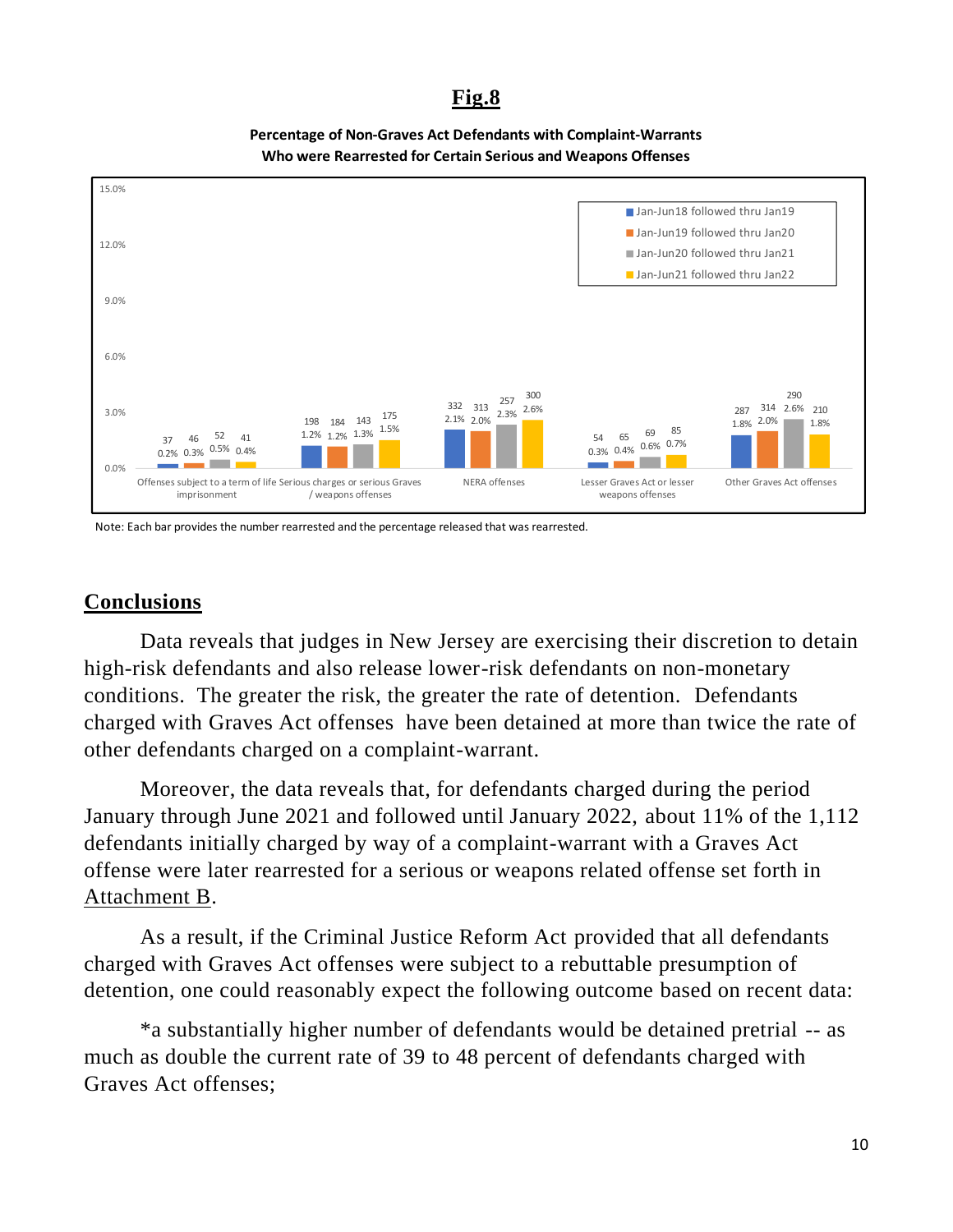## Fig.8

**Percentage of Non-Graves Act Defendants with Complaint-Warrants Who were Rearrested for Certain Serious and Weapons Offenses**

| | Jan-Jun18 followed thru Jan19 | Jan-Jun19 followed thru Jan20 | Jan-Jun20 followed thru Jan21 | Jan-Jun21 followed thru Jan22 |
|---|---|---|---|---|
| Offenses subject to a term of life imprisonment | 37 (0.2%) | 46 (0.3%) | 52 (0.5%) | 41 (0.4%) |
| Serious charges or serious Graves / weapons offenses | 198 (1.2%) | 184 (1.2%) | 143 (1.3%) | 175 (1.5%) |
| NERA offenses | 332 (2.1%) | 313 (2.0%) | 257 (2.3%) | 300 (2.6%) |
| Lesser Graves Act or lesser weapons offenses | 54 (0.3%) | 65 (0.4%) | 69 (0.6%) | 85 (0.7%) |
| Other Graves Act offenses | 287 (1.8%) | 314 (2.0%) | 290 (2.6%) | 210 (1.8%) |

Note: Each bar provides the number rearrested and the percentage released that was rearrested.

## Conclusions

Data reveals that judges in New Jersey are exercising their discretion to detain high-risk defendants and also release lower-risk defendants on non-monetary conditions. The greater the risk, the greater the rate of detention. Defendants charged with Graves Act offenses have been detained at more than twice the rate of other defendants charged on a complaint-warrant.

Moreover, the data reveals that, for defendants charged during the period January through June 2021 and followed until January 2022, about 11% of the 1,112 defendants initially charged by way of a complaint-warrant with a Graves Act offense were later rearrested for a serious or weapons related offense set forth in Attachment B.

As a result, if the Criminal Justice Reform Act provided that all defendants charged with Graves Act offenses were subject to a rebuttable presumption of detention, one could reasonably expect the following outcome based on recent data:

*a substantially higher number of defendants would be detained pretrial -- as much as double the current rate of 39 to 48 percent of defendants charged with Graves Act offenses;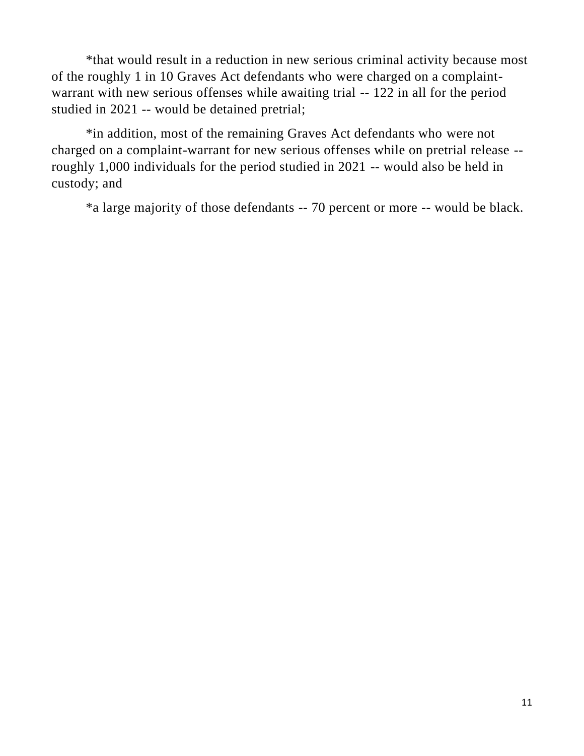*that would result in a reduction in new serious criminal activity because most of the roughly 1 in 10 Graves Act defendants who were charged on a complaint-warrant with new serious offenses while awaiting trial -- 122 in all for the period studied in 2021 -- would be detained pretrial;

*in addition, most of the remaining Graves Act defendants who were not charged on a complaint-warrant for new serious offenses while on pretrial release -- roughly 1,000 individuals for the period studied in 2021 -- would also be held in custody; and

*a large majority of those defendants -- 70 percent or more -- would be black.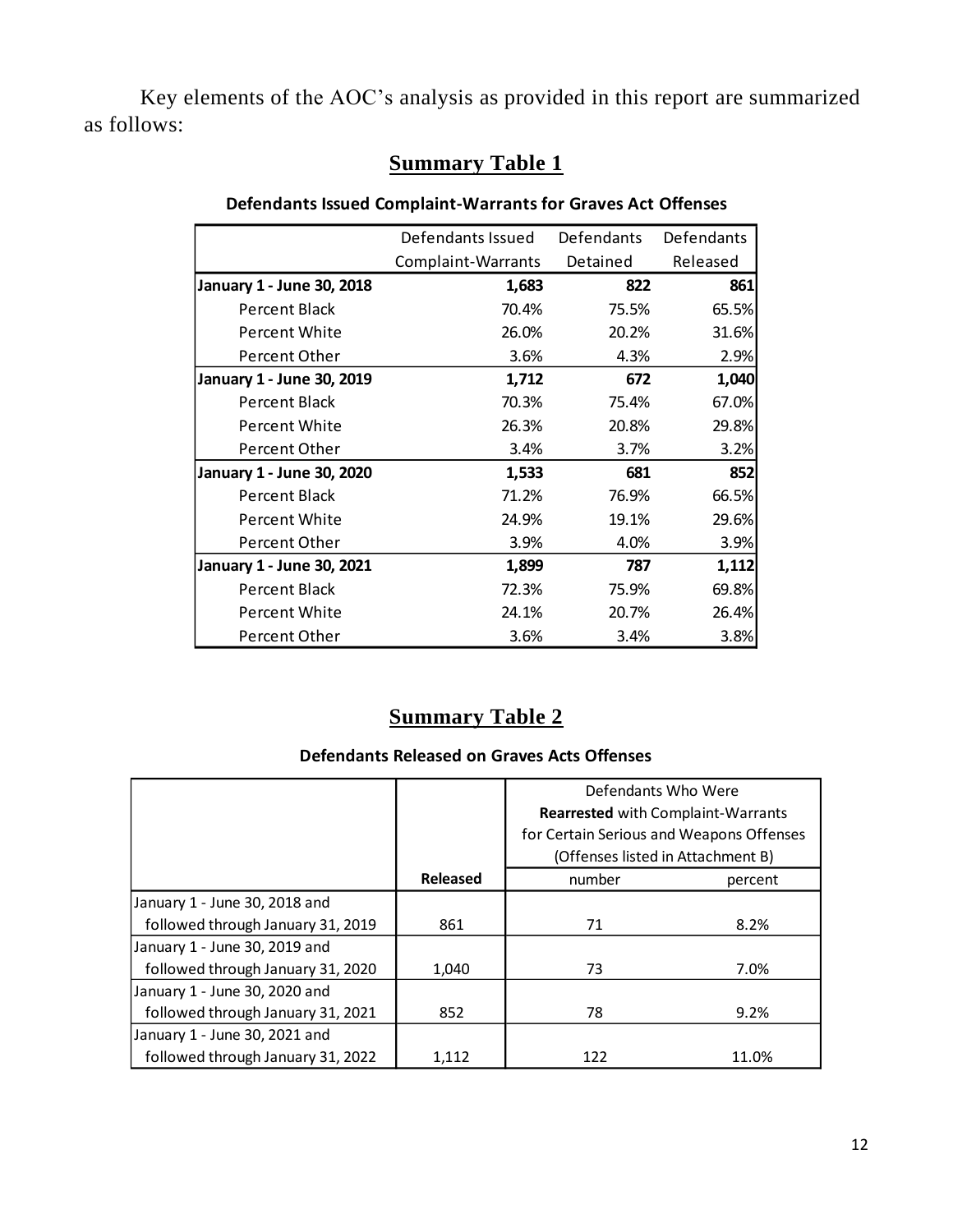Key elements of the AOC's analysis as provided in this report are summarized as follows:

## Summary Table 1

**Defendants Issued Complaint-Warrants for Graves Act Offenses**

| | Defendants Issued Complaint-Warrants | Defendants Detained | Defendants Released |
|---|---|---|---|
| **January 1 - June 30, 2018** | **1,683** | **822** | **861** |
| Percent Black | 70.4% | 75.5% | 65.5% |
| Percent White | 26.0% | 20.2% | 31.6% |
| Percent Other | 3.6% | 4.3% | 2.9% |
| **January 1 - June 30, 2019** | **1,712** | **672** | **1,040** |
| Percent Black | 70.3% | 75.4% | 67.0% |
| Percent White | 26.3% | 20.8% | 29.8% |
| Percent Other | 3.4% | 3.7% | 3.2% |
| **January 1 - June 30, 2020** | **1,533** | **681** | **852** |
| Percent Black | 71.2% | 76.9% | 66.5% |
| Percent White | 24.9% | 19.1% | 29.6% |
| Percent Other | 3.9% | 4.0% | 3.9% |
| **January 1 - June 30, 2021** | **1,899** | **787** | **1,112** |
| Percent Black | 72.3% | 75.9% | 69.8% |
| Percent White | 24.1% | 20.7% | 26.4% |
| Percent Other | 3.6% | 3.4% | 3.8% |

## Summary Table 2

**Defendants Released on Graves Acts Offenses**

| | | Defendants Who Were **Rearrested** with Complaint-Warrants for Certain Serious and Weapons Offenses (Offenses listed in Attachment B) | |
|---|---|---|---|
| | **Released** | number | percent |
| January 1 - June 30, 2018 and followed through January 31, 2019 | 861 | 71 | 8.2% |
| January 1 - June 30, 2019 and followed through January 31, 2020 | 1,040 | 73 | 7.0% |
| January 1 - June 30, 2020 and followed through January 31, 2021 | 852 | 78 | 9.2% |
| January 1 - June 30, 2021 and followed through January 31, 2022 | 1,112 | 122 | 11.0% |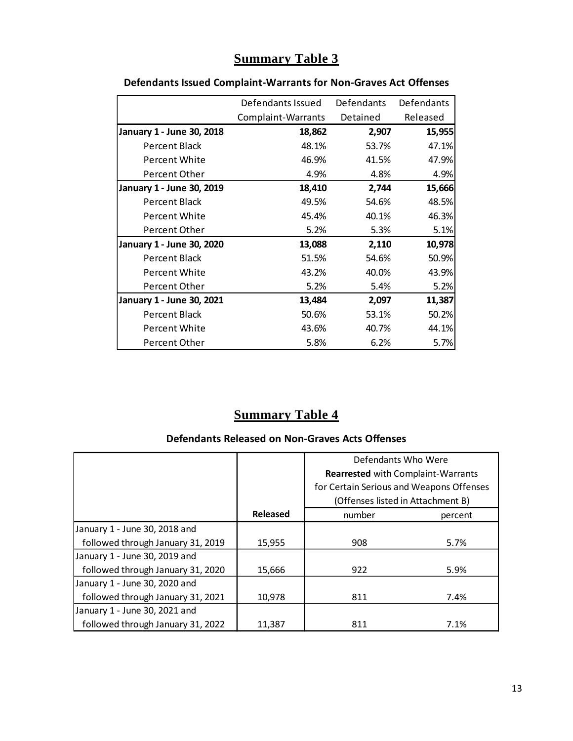## Summary Table 3

**Defendants Issued Complaint-Warrants for Non-Graves Act Offenses**

| | Defendants Issued Complaint-Warrants | Defendants Detained | Defendants Released |
|---|---|---|---|
| **January 1 - June 30, 2018** | **18,862** | **2,907** | **15,955** |
| Percent Black | 48.1% | 53.7% | 47.1% |
| Percent White | 46.9% | 41.5% | 47.9% |
| Percent Other | 4.9% | 4.8% | 4.9% |
| **January 1 - June 30, 2019** | **18,410** | **2,744** | **15,666** |
| Percent Black | 49.5% | 54.6% | 48.5% |
| Percent White | 45.4% | 40.1% | 46.3% |
| Percent Other | 5.2% | 5.3% | 5.1% |
| **January 1 - June 30, 2020** | **13,088** | **2,110** | **10,978** |
| Percent Black | 51.5% | 54.6% | 50.9% |
| Percent White | 43.2% | 40.0% | 43.9% |
| Percent Other | 5.2% | 5.4% | 5.2% |
| **January 1 - June 30, 2021** | **13,484** | **2,097** | **11,387** |
| Percent Black | 50.6% | 53.1% | 50.2% |
| Percent White | 43.6% | 40.7% | 44.1% |
| Percent Other | 5.8% | 6.2% | 5.7% |

## Summary Table 4

**Defendants Released on Non-Graves Acts Offenses**

| | | Defendants Who Were **Rearrested** with Complaint-Warrants for Certain Serious and Weapons Offenses (Offenses listed in Attachment B) | |
|---|---|---|---|
| | **Released** | number | percent |
| January 1 - June 30, 2018 and followed through January 31, 2019 | 15,955 | 908 | 5.7% |
| January 1 - June 30, 2019 and followed through January 31, 2020 | 15,666 | 922 | 5.9% |
| January 1 - June 30, 2020 and followed through January 31, 2021 | 10,978 | 811 | 7.4% |
| January 1 - June 30, 2021 and followed through January 31, 2022 | 11,387 | 811 | 7.1% |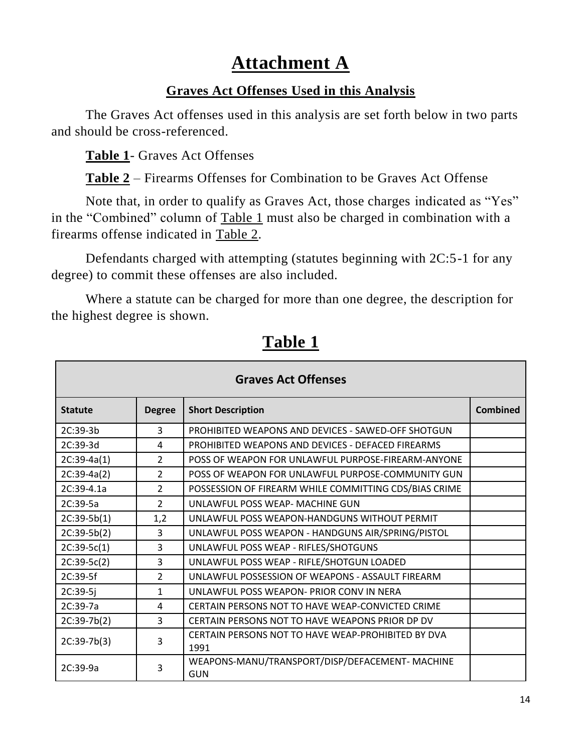# Attachment A

## Graves Act Offenses Used in this Analysis

The Graves Act offenses used in this analysis are set forth below in two parts and should be cross-referenced.

**Table 1**- Graves Act Offenses

**Table 2** – Firearms Offenses for Combination to be Graves Act Offense

Note that, in order to qualify as Graves Act, those charges indicated as "Yes" in the "Combined" column of Table 1 must also be charged in combination with a firearms offense indicated in Table 2.

Defendants charged with attempting (statutes beginning with 2C:5-1 for any degree) to commit these offenses are also included.

Where a statute can be charged for more than one degree, the description for the highest degree is shown.

## Table 1

| Graves Act Offenses | | | |
|---|---|---|---|
| **Statute** | **Degree** | **Short Description** | **Combined** |
| 2C:39-3b | 3 | PROHIBITED WEAPONS AND DEVICES - SAWED-OFF SHOTGUN | |
| 2C:39-3d | 4 | PROHIBITED WEAPONS AND DEVICES - DEFACED FIREARMS | |
| 2C:39-4a(1) | 2 | POSS OF WEAPON FOR UNLAWFUL PURPOSE-FIREARM-ANYONE | |
| 2C:39-4a(2) | 2 | POSS OF WEAPON FOR UNLAWFUL PURPOSE-COMMUNITY GUN | |
| 2C:39-4.1a | 2 | POSSESSION OF FIREARM WHILE COMMITTING CDS/BIAS CRIME | |
| 2C:39-5a | 2 | UNLAWFUL POSS WEAP- MACHINE GUN | |
| 2C:39-5b(1) | 1,2 | UNLAWFUL POSS WEAPON-HANDGUNS WITHOUT PERMIT | |
| 2C:39-5b(2) | 3 | UNLAWFUL POSS WEAPON - HANDGUNS AIR/SPRING/PISTOL | |
| 2C:39-5c(1) | 3 | UNLAWFUL POSS WEAP - RIFLES/SHOTGUNS | |
| 2C:39-5c(2) | 3 | UNLAWFUL POSS WEAP - RIFLE/SHOTGUN LOADED | |
| 2C:39-5f | 2 | UNLAWFUL POSSESSION OF WEAPONS - ASSAULT FIREARM | |
| 2C:39-5j | 1 | UNLAWFUL POSS WEAPON- PRIOR CONV IN NERA | |
| 2C:39-7a | 4 | CERTAIN PERSONS NOT TO HAVE WEAP-CONVICTED CRIME | |
| 2C:39-7b(2) | 3 | CERTAIN PERSONS NOT TO HAVE WEAPONS PRIOR DP DV | |
| 2C:39-7b(3) | 3 | CERTAIN PERSONS NOT TO HAVE WEAP-PROHIBITED BY DVA 1991 | |
| 2C:39-9a | 3 | WEAPONS-MANU/TRANSPORT/DISP/DEFACEMENT- MACHINE GUN | |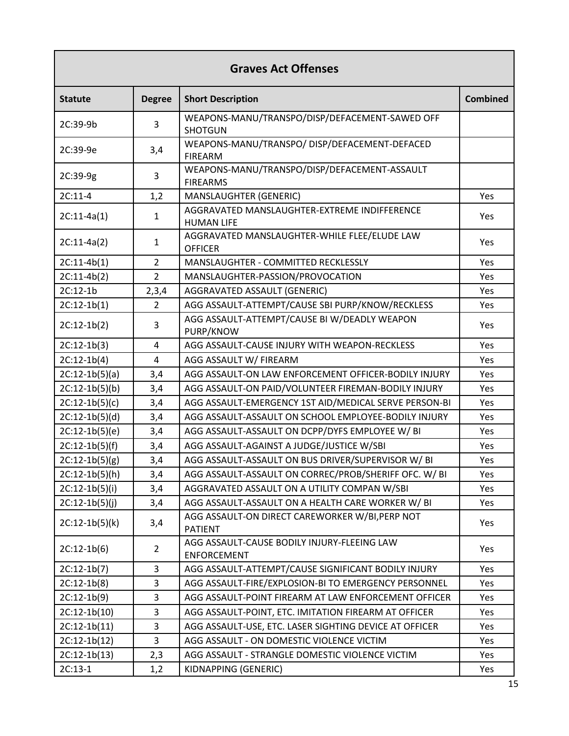| Graves Act Offenses | | | |
|---|---|---|---|
| **Statute** | **Degree** | **Short Description** | **Combined** |
| 2C:39-9b | 3 | WEAPONS-MANU/TRANSPO/DISP/DEFACEMENT-SAWED OFF SHOTGUN | |
| 2C:39-9e | 3,4 | WEAPONS-MANU/TRANSPO/ DISP/DEFACEMENT-DEFACED FIREARM | |
| 2C:39-9g | 3 | WEAPONS-MANU/TRANSPO/DISP/DEFACEMENT-ASSAULT FIREARMS | |
| 2C:11-4 | 1,2 | MANSLAUGHTER (GENERIC) | Yes |
| 2C:11-4a(1) | 1 | AGGRAVATED MANSLAUGHTER-EXTREME INDIFFERENCE HUMAN LIFE | Yes |
| 2C:11-4a(2) | 1 | AGGRAVATED MANSLAUGHTER-WHILE FLEE/ELUDE LAW OFFICER | Yes |
| 2C:11-4b(1) | 2 | MANSLAUGHTER - COMMITTED RECKLESSLY | Yes |
| 2C:11-4b(2) | 2 | MANSLAUGHTER-PASSION/PROVOCATION | Yes |
| 2C:12-1b | 2,3,4 | AGGRAVATED ASSAULT (GENERIC) | Yes |
| 2C:12-1b(1) | 2 | AGG ASSAULT-ATTEMPT/CAUSE SBI PURP/KNOW/RECKLESS | Yes |
| 2C:12-1b(2) | 3 | AGG ASSAULT-ATTEMPT/CAUSE BI W/DEADLY WEAPON PURP/KNOW | Yes |
| 2C:12-1b(3) | 4 | AGG ASSAULT-CAUSE INJURY WITH WEAPON-RECKLESS | Yes |
| 2C:12-1b(4) | 4 | AGG ASSAULT W/ FIREARM | Yes |
| 2C:12-1b(5)(a) | 3,4 | AGG ASSAULT-ON LAW ENFORCEMENT OFFICER-BODILY INJURY | Yes |
| 2C:12-1b(5)(b) | 3,4 | AGG ASSAULT-ON PAID/VOLUNTEER FIREMAN-BODILY INJURY | Yes |
| 2C:12-1b(5)(c) | 3,4 | AGG ASSAULT-EMERGENCY 1ST AID/MEDICAL SERVE PERSON-BI | Yes |
| 2C:12-1b(5)(d) | 3,4 | AGG ASSAULT-ASSAULT ON SCHOOL EMPLOYEE-BODILY INJURY | Yes |
| 2C:12-1b(5)(e) | 3,4 | AGG ASSAULT-ASSAULT ON DCPP/DYFS EMPLOYEE W/ BI | Yes |
| 2C:12-1b(5)(f) | 3,4 | AGG ASSAULT-AGAINST A JUDGE/JUSTICE W/SBI | Yes |
| 2C:12-1b(5)(g) | 3,4 | AGG ASSAULT-ASSAULT ON BUS DRIVER/SUPERVISOR W/ BI | Yes |
| 2C:12-1b(5)(h) | 3,4 | AGG ASSAULT-ASSAULT ON CORREC/PROB/SHERIFF OFC. W/ BI | Yes |
| 2C:12-1b(5)(i) | 3,4 | AGGRAVATED ASSAULT ON A UTILITY COMPAN W/SBI | Yes |
| 2C:12-1b(5)(j) | 3,4 | AGG ASSAULT-ASSAULT ON A HEALTH CARE WORKER W/ BI | Yes |
| 2C:12-1b(5)(k) | 3,4 | AGG ASSAULT-ON DIRECT CAREWORKER W/BI,PERP NOT PATIENT | Yes |
| 2C:12-1b(6) | 2 | AGG ASSAULT-CAUSE BODILY INJURY-FLEEING LAW ENFORCEMENT | Yes |
| 2C:12-1b(7) | 3 | AGG ASSAULT-ATTEMPT/CAUSE SIGNIFICANT BODILY INJURY | Yes |
| 2C:12-1b(8) | 3 | AGG ASSAULT-FIRE/EXPLOSION-BI TO EMERGENCY PERSONNEL | Yes |
| 2C:12-1b(9) | 3 | AGG ASSAULT-POINT FIREARM AT LAW ENFORCEMENT OFFICER | Yes |
| 2C:12-1b(10) | 3 | AGG ASSAULT-POINT, ETC. IMITATION FIREARM AT OFFICER | Yes |
| 2C:12-1b(11) | 3 | AGG ASSAULT-USE, ETC. LASER SIGHTING DEVICE AT OFFICER | Yes |
| 2C:12-1b(12) | 3 | AGG ASSAULT - ON DOMESTIC VIOLENCE VICTIM | Yes |
| 2C:12-1b(13) | 2,3 | AGG ASSAULT - STRANGLE DOMESTIC VIOLENCE VICTIM | Yes |
| 2C:13-1 | 1,2 | KIDNAPPING (GENERIC) | Yes |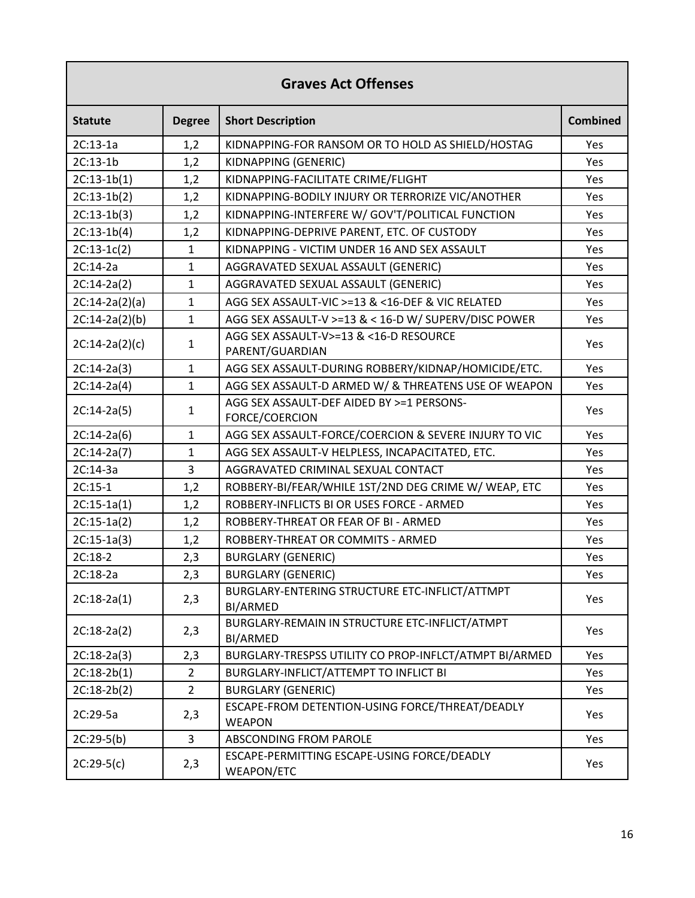## Graves Act Offenses

| Statute | Degree | Short Description | Combined |
|---|---|---|---|
| 2C:13-1a | 1,2 | KIDNAPPING-FOR RANSOM OR TO HOLD AS SHIELD/HOSTAG | Yes |
| 2C:13-1b | 1,2 | KIDNAPPING (GENERIC) | Yes |
| 2C:13-1b(1) | 1,2 | KIDNAPPING-FACILITATE CRIME/FLIGHT | Yes |
| 2C:13-1b(2) | 1,2 | KIDNAPPING-BODILY INJURY OR TERRORIZE VIC/ANOTHER | Yes |
| 2C:13-1b(3) | 1,2 | KIDNAPPING-INTERFERE W/ GOV'T/POLITICAL FUNCTION | Yes |
| 2C:13-1b(4) | 1,2 | KIDNAPPING-DEPRIVE PARENT, ETC. OF CUSTODY | Yes |
| 2C:13-1c(2) | 1 | KIDNAPPING - VICTIM UNDER 16 AND SEX ASSAULT | Yes |
| 2C:14-2a | 1 | AGGRAVATED SEXUAL ASSAULT (GENERIC) | Yes |
| 2C:14-2a(2) | 1 | AGGRAVATED SEXUAL ASSAULT (GENERIC) | Yes |
| 2C:14-2a(2)(a) | 1 | AGG SEX ASSAULT-VIC >=13 & <16-DEF & VIC RELATED | Yes |
| 2C:14-2a(2)(b) | 1 | AGG SEX ASSAULT-V >=13 & < 16-D W/ SUPERV/DISC POWER | Yes |
| 2C:14-2a(2)(c) | 1 | AGG SEX ASSAULT-V>=13 & <16-D RESOURCE PARENT/GUARDIAN | Yes |
| 2C:14-2a(3) | 1 | AGG SEX ASSAULT-DURING ROBBERY/KIDNAP/HOMICIDE/ETC. | Yes |
| 2C:14-2a(4) | 1 | AGG SEX ASSAULT-D ARMED W/ & THREATENS USE OF WEAPON | Yes |
| 2C:14-2a(5) | 1 | AGG SEX ASSAULT-DEF AIDED BY >=1 PERSONS-FORCE/COERCION | Yes |
| 2C:14-2a(6) | 1 | AGG SEX ASSAULT-FORCE/COERCION & SEVERE INJURY TO VIC | Yes |
| 2C:14-2a(7) | 1 | AGG SEX ASSAULT-V HELPLESS, INCAPACITATED, ETC. | Yes |
| 2C:14-3a | 3 | AGGRAVATED CRIMINAL SEXUAL CONTACT | Yes |
| 2C:15-1 | 1,2 | ROBBERY-BI/FEAR/WHILE 1ST/2ND DEG CRIME W/ WEAP, ETC | Yes |
| 2C:15-1a(1) | 1,2 | ROBBERY-INFLICTS BI OR USES FORCE - ARMED | Yes |
| 2C:15-1a(2) | 1,2 | ROBBERY-THREAT OR FEAR OF BI - ARMED | Yes |
| 2C:15-1a(3) | 1,2 | ROBBERY-THREAT OR COMMITS - ARMED | Yes |
| 2C:18-2 | 2,3 | BURGLARY (GENERIC) | Yes |
| 2C:18-2a | 2,3 | BURGLARY (GENERIC) | Yes |
| 2C:18-2a(1) | 2,3 | BURGLARY-ENTERING STRUCTURE ETC-INFLICT/ATTMPT BI/ARMED | Yes |
| 2C:18-2a(2) | 2,3 | BURGLARY-REMAIN IN STRUCTURE ETC-INFLICT/ATMPT BI/ARMED | Yes |
| 2C:18-2a(3) | 2,3 | BURGLARY-TRESPSS UTILITY CO PROP-INFLCT/ATMPT BI/ARMED | Yes |
| 2C:18-2b(1) | 2 | BURGLARY-INFLICT/ATTEMPT TO INFLICT BI | Yes |
| 2C:18-2b(2) | 2 | BURGLARY (GENERIC) | Yes |
| 2C:29-5a | 2,3 | ESCAPE-FROM DETENTION-USING FORCE/THREAT/DEADLY WEAPON | Yes |
| 2C:29-5(b) | 3 | ABSCONDING FROM PAROLE | Yes |
| 2C:29-5(c) | 2,3 | ESCAPE-PERMITTING ESCAPE-USING FORCE/DEADLY WEAPON/ETC | Yes |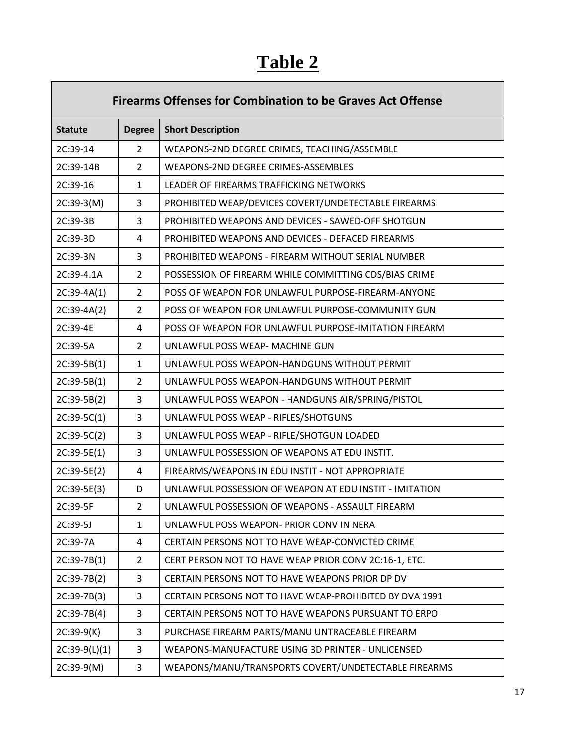# Table 2

| Firearms Offenses for Combination to be Graves Act Offense | | |
|---|---|---|
| **Statute** | **Degree** | **Short Description** |
| 2C:39-14 | 2 | WEAPONS-2ND DEGREE CRIMES, TEACHING/ASSEMBLE |
| 2C:39-14B | 2 | WEAPONS-2ND DEGREE CRIMES-ASSEMBLES |
| 2C:39-16 | 1 | LEADER OF FIREARMS TRAFFICKING NETWORKS |
| 2C:39-3(M) | 3 | PROHIBITED WEAP/DEVICES COVERT/UNDETECTABLE FIREARMS |
| 2C:39-3B | 3 | PROHIBITED WEAPONS AND DEVICES - SAWED-OFF SHOTGUN |
| 2C:39-3D | 4 | PROHIBITED WEAPONS AND DEVICES - DEFACED FIREARMS |
| 2C:39-3N | 3 | PROHIBITED WEAPONS - FIREARM WITHOUT SERIAL NUMBER |
| 2C:39-4.1A | 2 | POSSESSION OF FIREARM WHILE COMMITTING CDS/BIAS CRIME |
| 2C:39-4A(1) | 2 | POSS OF WEAPON FOR UNLAWFUL PURPOSE-FIREARM-ANYONE |
| 2C:39-4A(2) | 2 | POSS OF WEAPON FOR UNLAWFUL PURPOSE-COMMUNITY GUN |
| 2C:39-4E | 4 | POSS OF WEAPON FOR UNLAWFUL PURPOSE-IMITATION FIREARM |
| 2C:39-5A | 2 | UNLAWFUL POSS WEAP- MACHINE GUN |
| 2C:39-5B(1) | 1 | UNLAWFUL POSS WEAPON-HANDGUNS WITHOUT PERMIT |
| 2C:39-5B(1) | 2 | UNLAWFUL POSS WEAPON-HANDGUNS WITHOUT PERMIT |
| 2C:39-5B(2) | 3 | UNLAWFUL POSS WEAPON - HANDGUNS AIR/SPRING/PISTOL |
| 2C:39-5C(1) | 3 | UNLAWFUL POSS WEAP - RIFLES/SHOTGUNS |
| 2C:39-5C(2) | 3 | UNLAWFUL POSS WEAP - RIFLE/SHOTGUN LOADED |
| 2C:39-5E(1) | 3 | UNLAWFUL POSSESSION OF WEAPONS AT EDU INSTIT. |
| 2C:39-5E(2) | 4 | FIREARMS/WEAPONS IN EDU INSTIT - NOT APPROPRIATE |
| 2C:39-5E(3) | D | UNLAWFUL POSSESSION OF WEAPON AT EDU INSTIT - IMITATION |
| 2C:39-5F | 2 | UNLAWFUL POSSESSION OF WEAPONS - ASSAULT FIREARM |
| 2C:39-5J | 1 | UNLAWFUL POSS WEAPON- PRIOR CONV IN NERA |
| 2C:39-7A | 4 | CERTAIN PERSONS NOT TO HAVE WEAP-CONVICTED CRIME |
| 2C:39-7B(1) | 2 | CERT PERSON NOT TO HAVE WEAP PRIOR CONV 2C:16-1, ETC. |
| 2C:39-7B(2) | 3 | CERTAIN PERSONS NOT TO HAVE WEAPONS PRIOR DP DV |
| 2C:39-7B(3) | 3 | CERTAIN PERSONS NOT TO HAVE WEAP-PROHIBITED BY DVA 1991 |
| 2C:39-7B(4) | 3 | CERTAIN PERSONS NOT TO HAVE WEAPONS PURSUANT TO ERPO |
| 2C:39-9(K) | 3 | PURCHASE FIREARM PARTS/MANU UNTRACEABLE FIREARM |
| 2C:39-9(L)(1) | 3 | WEAPONS-MANUFACTURE USING 3D PRINTER - UNLICENSED |
| 2C:39-9(M) | 3 | WEAPONS/MANU/TRANSPORTS COVERT/UNDETECTABLE FIREARMS |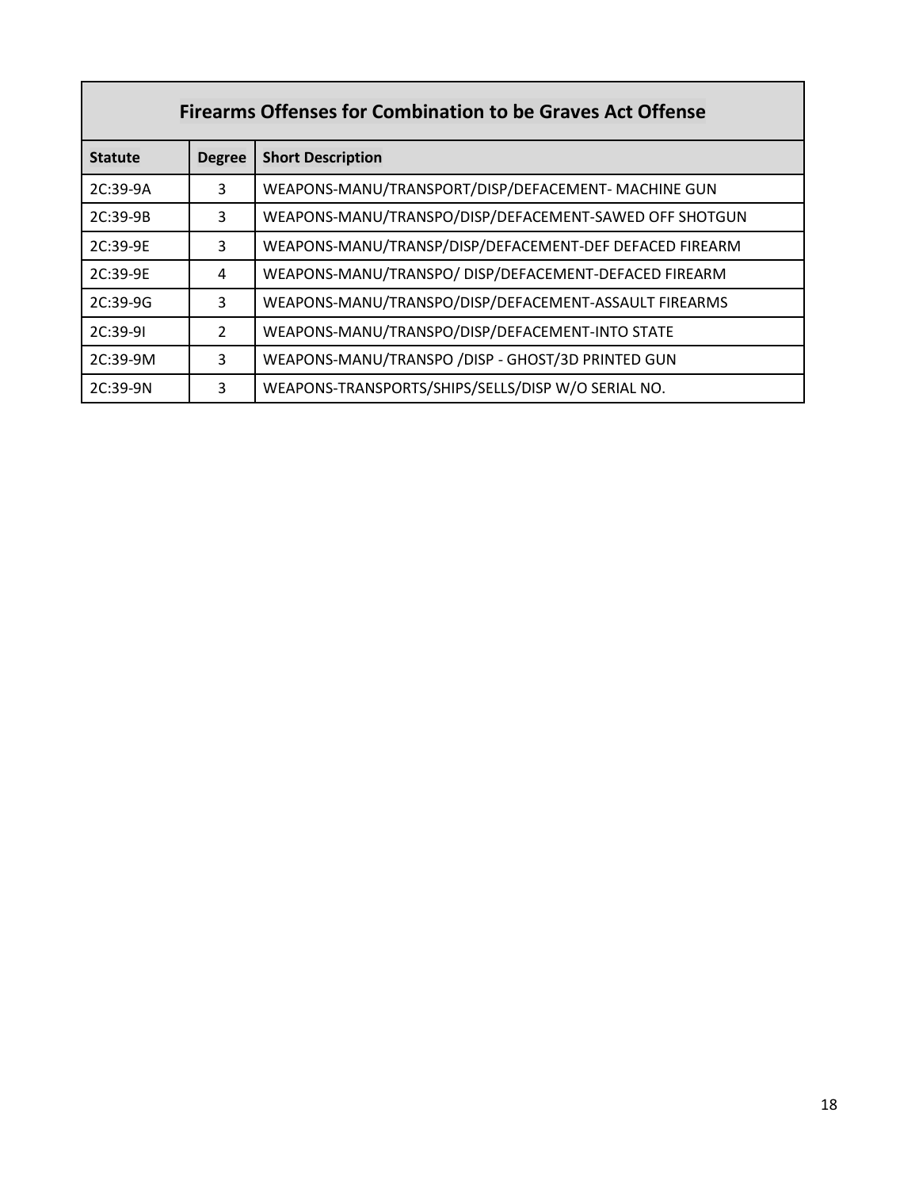| Firearms Offenses for Combination to be Graves Act Offense | | |
|---|---|---|
| **Statute** | **Degree** | **Short Description** |
| 2C:39-9A | 3 | WEAPONS-MANU/TRANSPORT/DISP/DEFACEMENT- MACHINE GUN |
| 2C:39-9B | 3 | WEAPONS-MANU/TRANSPO/DISP/DEFACEMENT-SAWED OFF SHOTGUN |
| 2C:39-9E | 3 | WEAPONS-MANU/TRANSP/DISP/DEFACEMENT-DEF DEFACED FIREARM |
| 2C:39-9E | 4 | WEAPONS-MANU/TRANSPO/ DISP/DEFACEMENT-DEFACED FIREARM |
| 2C:39-9G | 3 | WEAPONS-MANU/TRANSPO/DISP/DEFACEMENT-ASSAULT FIREARMS |
| 2C:39-9I | 2 | WEAPONS-MANU/TRANSPO/DISP/DEFACEMENT-INTO STATE |
| 2C:39-9M | 3 | WEAPONS-MANU/TRANSPO /DISP - GHOST/3D PRINTED GUN |
| 2C:39-9N | 3 | WEAPONS-TRANSPORTS/SHIPS/SELLS/DISP W/O SERIAL NO. |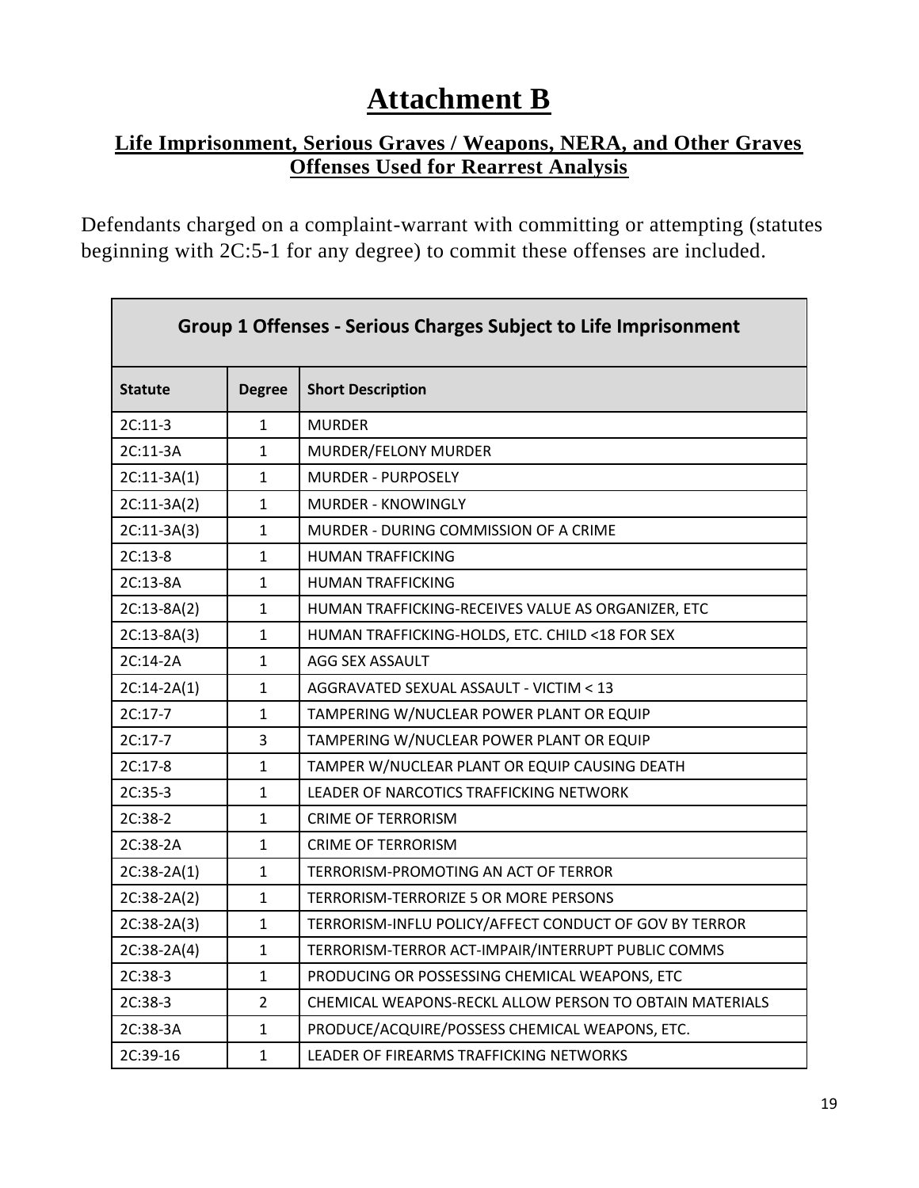# Attachment B

## Life Imprisonment, Serious Graves / Weapons, NERA, and Other Graves Offenses Used for Rearrest Analysis

Defendants charged on a complaint-warrant with committing or attempting (statutes beginning with 2C:5-1 for any degree) to commit these offenses are included.

| Group 1 Offenses - Serious Charges Subject to Life Imprisonment | | |
|---|---|---|
| **Statute** | **Degree** | **Short Description** |
| 2C:11-3 | 1 | MURDER |
| 2C:11-3A | 1 | MURDER/FELONY MURDER |
| 2C:11-3A(1) | 1 | MURDER - PURPOSELY |
| 2C:11-3A(2) | 1 | MURDER - KNOWINGLY |
| 2C:11-3A(3) | 1 | MURDER - DURING COMMISSION OF A CRIME |
| 2C:13-8 | 1 | HUMAN TRAFFICKING |
| 2C:13-8A | 1 | HUMAN TRAFFICKING |
| 2C:13-8A(2) | 1 | HUMAN TRAFFICKING-RECEIVES VALUE AS ORGANIZER, ETC |
| 2C:13-8A(3) | 1 | HUMAN TRAFFICKING-HOLDS, ETC. CHILD <18 FOR SEX |
| 2C:14-2A | 1 | AGG SEX ASSAULT |
| 2C:14-2A(1) | 1 | AGGRAVATED SEXUAL ASSAULT - VICTIM < 13 |
| 2C:17-7 | 1 | TAMPERING W/NUCLEAR POWER PLANT OR EQUIP |
| 2C:17-7 | 3 | TAMPERING W/NUCLEAR POWER PLANT OR EQUIP |
| 2C:17-8 | 1 | TAMPER W/NUCLEAR PLANT OR EQUIP CAUSING DEATH |
| 2C:35-3 | 1 | LEADER OF NARCOTICS TRAFFICKING NETWORK |
| 2C:38-2 | 1 | CRIME OF TERRORISM |
| 2C:38-2A | 1 | CRIME OF TERRORISM |
| 2C:38-2A(1) | 1 | TERRORISM-PROMOTING AN ACT OF TERROR |
| 2C:38-2A(2) | 1 | TERRORISM-TERRORIZE 5 OR MORE PERSONS |
| 2C:38-2A(3) | 1 | TERRORISM-INFLU POLICY/AFFECT CONDUCT OF GOV BY TERROR |
| 2C:38-2A(4) | 1 | TERRORISM-TERROR ACT-IMPAIR/INTERRUPT PUBLIC COMMS |
| 2C:38-3 | 1 | PRODUCING OR POSSESSING CHEMICAL WEAPONS, ETC |
| 2C:38-3 | 2 | CHEMICAL WEAPONS-RECKL ALLOW PERSON TO OBTAIN MATERIALS |
| 2C:38-3A | 1 | PRODUCE/ACQUIRE/POSSESS CHEMICAL WEAPONS, ETC. |
| 2C:39-16 | 1 | LEADER OF FIREARMS TRAFFICKING NETWORKS |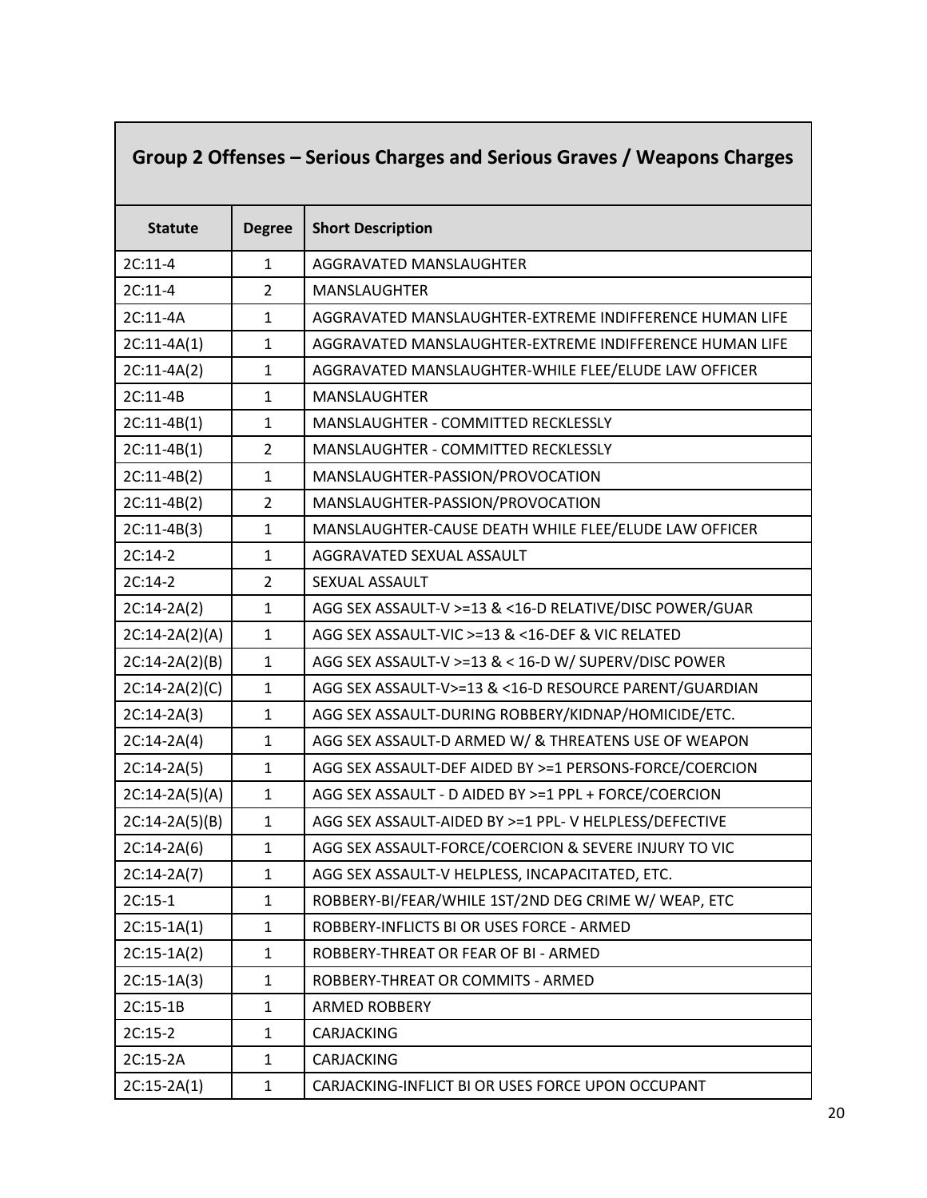| Group 2 Offenses – Serious Charges and Serious Graves / Weapons Charges | | |
|---|---|---|
| **Statute** | **Degree** | **Short Description** |
| 2C:11-4 | 1 | AGGRAVATED MANSLAUGHTER |
| 2C:11-4 | 2 | MANSLAUGHTER |
| 2C:11-4A | 1 | AGGRAVATED MANSLAUGHTER-EXTREME INDIFFERENCE HUMAN LIFE |
| 2C:11-4A(1) | 1 | AGGRAVATED MANSLAUGHTER-EXTREME INDIFFERENCE HUMAN LIFE |
| 2C:11-4A(2) | 1 | AGGRAVATED MANSLAUGHTER-WHILE FLEE/ELUDE LAW OFFICER |
| 2C:11-4B | 1 | MANSLAUGHTER |
| 2C:11-4B(1) | 1 | MANSLAUGHTER - COMMITTED RECKLESSLY |
| 2C:11-4B(1) | 2 | MANSLAUGHTER - COMMITTED RECKLESSLY |
| 2C:11-4B(2) | 1 | MANSLAUGHTER-PASSION/PROVOCATION |
| 2C:11-4B(2) | 2 | MANSLAUGHTER-PASSION/PROVOCATION |
| 2C:11-4B(3) | 1 | MANSLAUGHTER-CAUSE DEATH WHILE FLEE/ELUDE LAW OFFICER |
| 2C:14-2 | 1 | AGGRAVATED SEXUAL ASSAULT |
| 2C:14-2 | 2 | SEXUAL ASSAULT |
| 2C:14-2A(2) | 1 | AGG SEX ASSAULT-V >=13 & <16-D RELATIVE/DISC POWER/GUAR |
| 2C:14-2A(2)(A) | 1 | AGG SEX ASSAULT-VIC >=13 & <16-DEF & VIC RELATED |
| 2C:14-2A(2)(B) | 1 | AGG SEX ASSAULT-V >=13 & < 16-D W/ SUPERV/DISC POWER |
| 2C:14-2A(2)(C) | 1 | AGG SEX ASSAULT-V>=13 & <16-D RESOURCE PARENT/GUARDIAN |
| 2C:14-2A(3) | 1 | AGG SEX ASSAULT-DURING ROBBERY/KIDNAP/HOMICIDE/ETC. |
| 2C:14-2A(4) | 1 | AGG SEX ASSAULT-D ARMED W/ & THREATENS USE OF WEAPON |
| 2C:14-2A(5) | 1 | AGG SEX ASSAULT-DEF AIDED BY >=1 PERSONS-FORCE/COERCION |
| 2C:14-2A(5)(A) | 1 | AGG SEX ASSAULT - D AIDED BY >=1 PPL + FORCE/COERCION |
| 2C:14-2A(5)(B) | 1 | AGG SEX ASSAULT-AIDED BY >=1 PPL- V HELPLESS/DEFECTIVE |
| 2C:14-2A(6) | 1 | AGG SEX ASSAULT-FORCE/COERCION & SEVERE INJURY TO VIC |
| 2C:14-2A(7) | 1 | AGG SEX ASSAULT-V HELPLESS, INCAPACITATED, ETC. |
| 2C:15-1 | 1 | ROBBERY-BI/FEAR/WHILE 1ST/2ND DEG CRIME W/ WEAP, ETC |
| 2C:15-1A(1) | 1 | ROBBERY-INFLICTS BI OR USES FORCE - ARMED |
| 2C:15-1A(2) | 1 | ROBBERY-THREAT OR FEAR OF BI - ARMED |
| 2C:15-1A(3) | 1 | ROBBERY-THREAT OR COMMITS - ARMED |
| 2C:15-1B | 1 | ARMED ROBBERY |
| 2C:15-2 | 1 | CARJACKING |
| 2C:15-2A | 1 | CARJACKING |
| 2C:15-2A(1) | 1 | CARJACKING-INFLICT BI OR USES FORCE UPON OCCUPANT |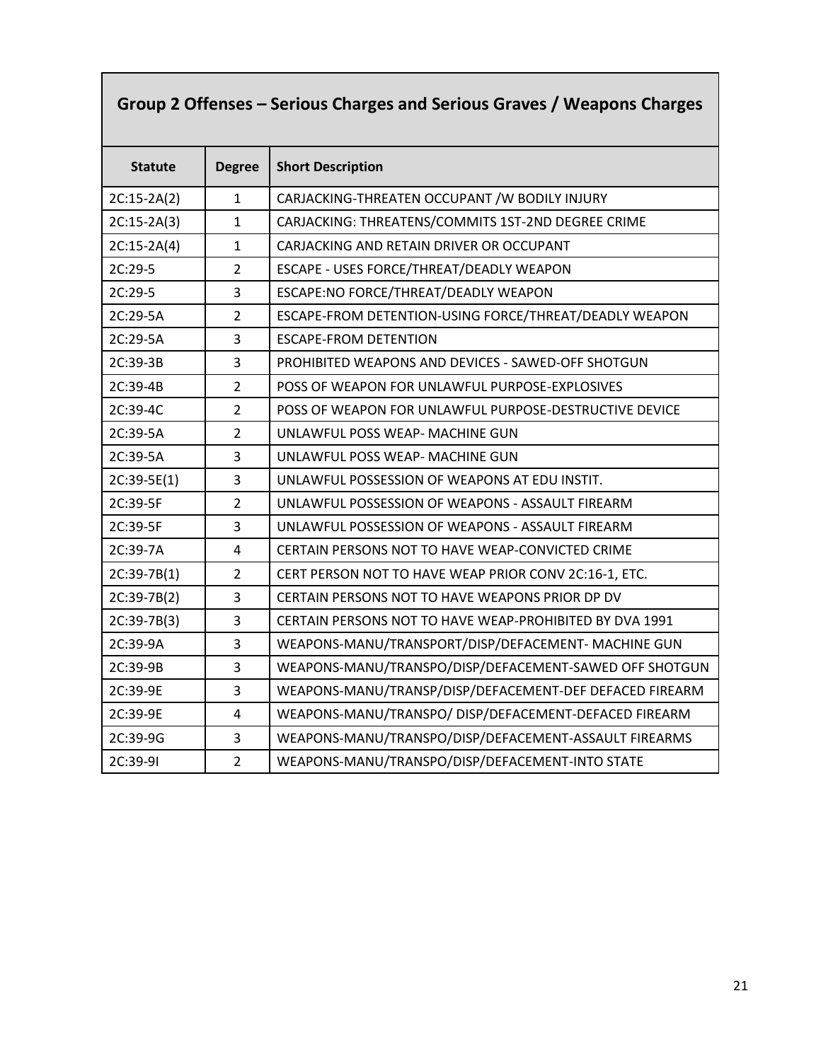## Group 2 Offenses – Serious Charges and Serious Graves / Weapons Charges

| Statute | Degree | Short Description |
|---|---|---|
| 2C:15-2A(2) | 1 | CARJACKING-THREATEN OCCUPANT /W BODILY INJURY |
| 2C:15-2A(3) | 1 | CARJACKING: THREATENS/COMMITS 1ST-2ND DEGREE CRIME |
| 2C:15-2A(4) | 1 | CARJACKING AND RETAIN DRIVER OR OCCUPANT |
| 2C:29-5 | 2 | ESCAPE - USES FORCE/THREAT/DEADLY WEAPON |
| 2C:29-5 | 3 | ESCAPE:NO FORCE/THREAT/DEADLY WEAPON |
| 2C:29-5A | 2 | ESCAPE-FROM DETENTION-USING FORCE/THREAT/DEADLY WEAPON |
| 2C:29-5A | 3 | ESCAPE-FROM DETENTION |
| 2C:39-3B | 3 | PROHIBITED WEAPONS AND DEVICES - SAWED-OFF SHOTGUN |
| 2C:39-4B | 2 | POSS OF WEAPON FOR UNLAWFUL PURPOSE-EXPLOSIVES |
| 2C:39-4C | 2 | POSS OF WEAPON FOR UNLAWFUL PURPOSE-DESTRUCTIVE DEVICE |
| 2C:39-5A | 2 | UNLAWFUL POSS WEAP- MACHINE GUN |
| 2C:39-5A | 3 | UNLAWFUL POSS WEAP- MACHINE GUN |
| 2C:39-5E(1) | 3 | UNLAWFUL POSSESSION OF WEAPONS AT EDU INSTIT. |
| 2C:39-5F | 2 | UNLAWFUL POSSESSION OF WEAPONS - ASSAULT FIREARM |
| 2C:39-5F | 3 | UNLAWFUL POSSESSION OF WEAPONS - ASSAULT FIREARM |
| 2C:39-7A | 4 | CERTAIN PERSONS NOT TO HAVE WEAP-CONVICTED CRIME |
| 2C:39-7B(1) | 2 | CERT PERSON NOT TO HAVE WEAP PRIOR CONV 2C:16-1, ETC. |
| 2C:39-7B(2) | 3 | CERTAIN PERSONS NOT TO HAVE WEAPONS PRIOR DP DV |
| 2C:39-7B(3) | 3 | CERTAIN PERSONS NOT TO HAVE WEAP-PROHIBITED BY DVA 1991 |
| 2C:39-9A | 3 | WEAPONS-MANU/TRANSPORT/DISP/DEFACEMENT- MACHINE GUN |
| 2C:39-9B | 3 | WEAPONS-MANU/TRANSPO/DISP/DEFACEMENT-SAWED OFF SHOTGUN |
| 2C:39-9E | 3 | WEAPONS-MANU/TRANSP/DISP/DEFACEMENT-DEF DEFACED FIREARM |
| 2C:39-9E | 4 | WEAPONS-MANU/TRANSPO/ DISP/DEFACEMENT-DEFACED FIREARM |
| 2C:39-9G | 3 | WEAPONS-MANU/TRANSPO/DISP/DEFACEMENT-ASSAULT FIREARMS |
| 2C:39-9I | 2 | WEAPONS-MANU/TRANSPO/DISP/DEFACEMENT-INTO STATE |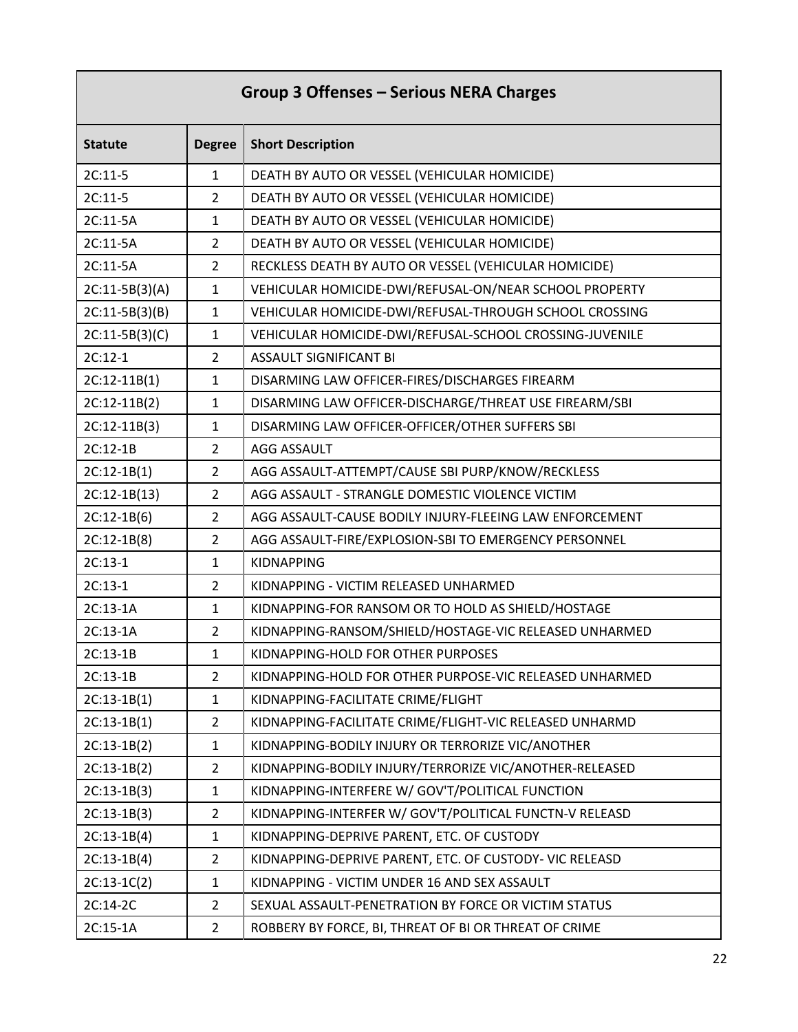| Group 3 Offenses – Serious NERA Charges | | |
|---|---|---|
| **Statute** | **Degree** | **Short Description** |
| 2C:11-5 | 1 | DEATH BY AUTO OR VESSEL (VEHICULAR HOMICIDE) |
| 2C:11-5 | 2 | DEATH BY AUTO OR VESSEL (VEHICULAR HOMICIDE) |
| 2C:11-5A | 1 | DEATH BY AUTO OR VESSEL (VEHICULAR HOMICIDE) |
| 2C:11-5A | 2 | DEATH BY AUTO OR VESSEL (VEHICULAR HOMICIDE) |
| 2C:11-5A | 2 | RECKLESS DEATH BY AUTO OR VESSEL (VEHICULAR HOMICIDE) |
| 2C:11-5B(3)(A) | 1 | VEHICULAR HOMICIDE-DWI/REFUSAL-ON/NEAR SCHOOL PROPERTY |
| 2C:11-5B(3)(B) | 1 | VEHICULAR HOMICIDE-DWI/REFUSAL-THROUGH SCHOOL CROSSING |
| 2C:11-5B(3)(C) | 1 | VEHICULAR HOMICIDE-DWI/REFUSAL-SCHOOL CROSSING-JUVENILE |
| 2C:12-1 | 2 | ASSAULT SIGNIFICANT BI |
| 2C:12-11B(1) | 1 | DISARMING LAW OFFICER-FIRES/DISCHARGES FIREARM |
| 2C:12-11B(2) | 1 | DISARMING LAW OFFICER-DISCHARGE/THREAT USE FIREARM/SBI |
| 2C:12-11B(3) | 1 | DISARMING LAW OFFICER-OFFICER/OTHER SUFFERS SBI |
| 2C:12-1B | 2 | AGG ASSAULT |
| 2C:12-1B(1) | 2 | AGG ASSAULT-ATTEMPT/CAUSE SBI PURP/KNOW/RECKLESS |
| 2C:12-1B(13) | 2 | AGG ASSAULT - STRANGLE DOMESTIC VIOLENCE VICTIM |
| 2C:12-1B(6) | 2 | AGG ASSAULT-CAUSE BODILY INJURY-FLEEING LAW ENFORCEMENT |
| 2C:12-1B(8) | 2 | AGG ASSAULT-FIRE/EXPLOSION-SBI TO EMERGENCY PERSONNEL |
| 2C:13-1 | 1 | KIDNAPPING |
| 2C:13-1 | 2 | KIDNAPPING - VICTIM RELEASED UNHARMED |
| 2C:13-1A | 1 | KIDNAPPING-FOR RANSOM OR TO HOLD AS SHIELD/HOSTAGE |
| 2C:13-1A | 2 | KIDNAPPING-RANSOM/SHIELD/HOSTAGE-VIC RELEASED UNHARMED |
| 2C:13-1B | 1 | KIDNAPPING-HOLD FOR OTHER PURPOSES |
| 2C:13-1B | 2 | KIDNAPPING-HOLD FOR OTHER PURPOSE-VIC RELEASED UNHARMED |
| 2C:13-1B(1) | 1 | KIDNAPPING-FACILITATE CRIME/FLIGHT |
| 2C:13-1B(1) | 2 | KIDNAPPING-FACILITATE CRIME/FLIGHT-VIC RELEASED UNHARMD |
| 2C:13-1B(2) | 1 | KIDNAPPING-BODILY INJURY OR TERRORIZE VIC/ANOTHER |
| 2C:13-1B(2) | 2 | KIDNAPPING-BODILY INJURY/TERRORIZE VIC/ANOTHER-RELEASED |
| 2C:13-1B(3) | 1 | KIDNAPPING-INTERFERE W/ GOV'T/POLITICAL FUNCTION |
| 2C:13-1B(3) | 2 | KIDNAPPING-INTERFER W/ GOV'T/POLITICAL FUNCTN-V RELEASD |
| 2C:13-1B(4) | 1 | KIDNAPPING-DEPRIVE PARENT, ETC. OF CUSTODY |
| 2C:13-1B(4) | 2 | KIDNAPPING-DEPRIVE PARENT, ETC. OF CUSTODY- VIC RELEASD |
| 2C:13-1C(2) | 1 | KIDNAPPING - VICTIM UNDER 16 AND SEX ASSAULT |
| 2C:14-2C | 2 | SEXUAL ASSAULT-PENETRATION BY FORCE OR VICTIM STATUS |
| 2C:15-1A | 2 | ROBBERY BY FORCE, BI, THREAT OF BI OR THREAT OF CRIME |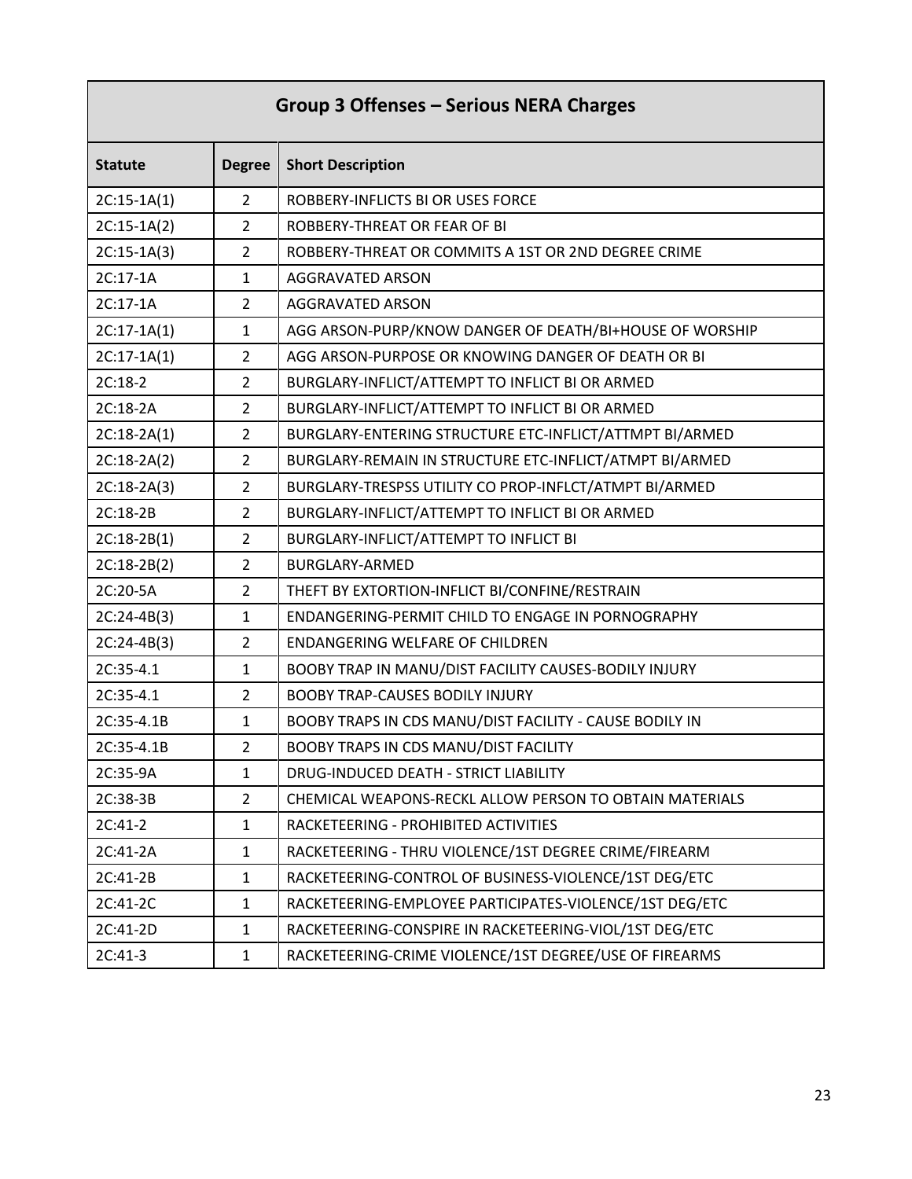## Group 3 Offenses – Serious NERA Charges

| Statute | Degree | Short Description |
|---|---|---|
| 2C:15-1A(1) | 2 | ROBBERY-INFLICTS BI OR USES FORCE |
| 2C:15-1A(2) | 2 | ROBBERY-THREAT OR FEAR OF BI |
| 2C:15-1A(3) | 2 | ROBBERY-THREAT OR COMMITS A 1ST OR 2ND DEGREE CRIME |
| 2C:17-1A | 1 | AGGRAVATED ARSON |
| 2C:17-1A | 2 | AGGRAVATED ARSON |
| 2C:17-1A(1) | 1 | AGG ARSON-PURP/KNOW DANGER OF DEATH/BI+HOUSE OF WORSHIP |
| 2C:17-1A(1) | 2 | AGG ARSON-PURPOSE OR KNOWING DANGER OF DEATH OR BI |
| 2C:18-2 | 2 | BURGLARY-INFLICT/ATTEMPT TO INFLICT BI OR ARMED |
| 2C:18-2A | 2 | BURGLARY-INFLICT/ATTEMPT TO INFLICT BI OR ARMED |
| 2C:18-2A(1) | 2 | BURGLARY-ENTERING STRUCTURE ETC-INFLICT/ATTMPT BI/ARMED |
| 2C:18-2A(2) | 2 | BURGLARY-REMAIN IN STRUCTURE ETC-INFLICT/ATMPT BI/ARMED |
| 2C:18-2A(3) | 2 | BURGLARY-TRESPSS UTILITY CO PROP-INFLCT/ATMPT BI/ARMED |
| 2C:18-2B | 2 | BURGLARY-INFLICT/ATTEMPT TO INFLICT BI OR ARMED |
| 2C:18-2B(1) | 2 | BURGLARY-INFLICT/ATTEMPT TO INFLICT BI |
| 2C:18-2B(2) | 2 | BURGLARY-ARMED |
| 2C:20-5A | 2 | THEFT BY EXTORTION-INFLICT BI/CONFINE/RESTRAIN |
| 2C:24-4B(3) | 1 | ENDANGERING-PERMIT CHILD TO ENGAGE IN PORNOGRAPHY |
| 2C:24-4B(3) | 2 | ENDANGERING WELFARE OF CHILDREN |
| 2C:35-4.1 | 1 | BOOBY TRAP IN MANU/DIST FACILITY CAUSES-BODILY INJURY |
| 2C:35-4.1 | 2 | BOOBY TRAP-CAUSES BODILY INJURY |
| 2C:35-4.1B | 1 | BOOBY TRAPS IN CDS MANU/DIST FACILITY - CAUSE BODILY IN |
| 2C:35-4.1B | 2 | BOOBY TRAPS IN CDS MANU/DIST FACILITY |
| 2C:35-9A | 1 | DRUG-INDUCED DEATH - STRICT LIABILITY |
| 2C:38-3B | 2 | CHEMICAL WEAPONS-RECKL ALLOW PERSON TO OBTAIN MATERIALS |
| 2C:41-2 | 1 | RACKETEERING - PROHIBITED ACTIVITIES |
| 2C:41-2A | 1 | RACKETEERING - THRU VIOLENCE/1ST DEGREE CRIME/FIREARM |
| 2C:41-2B | 1 | RACKETEERING-CONTROL OF BUSINESS-VIOLENCE/1ST DEG/ETC |
| 2C:41-2C | 1 | RACKETEERING-EMPLOYEE PARTICIPATES-VIOLENCE/1ST DEG/ETC |
| 2C:41-2D | 1 | RACKETEERING-CONSPIRE IN RACKETEERING-VIOL/1ST DEG/ETC |
| 2C:41-3 | 1 | RACKETEERING-CRIME VIOLENCE/1ST DEGREE/USE OF FIREARMS |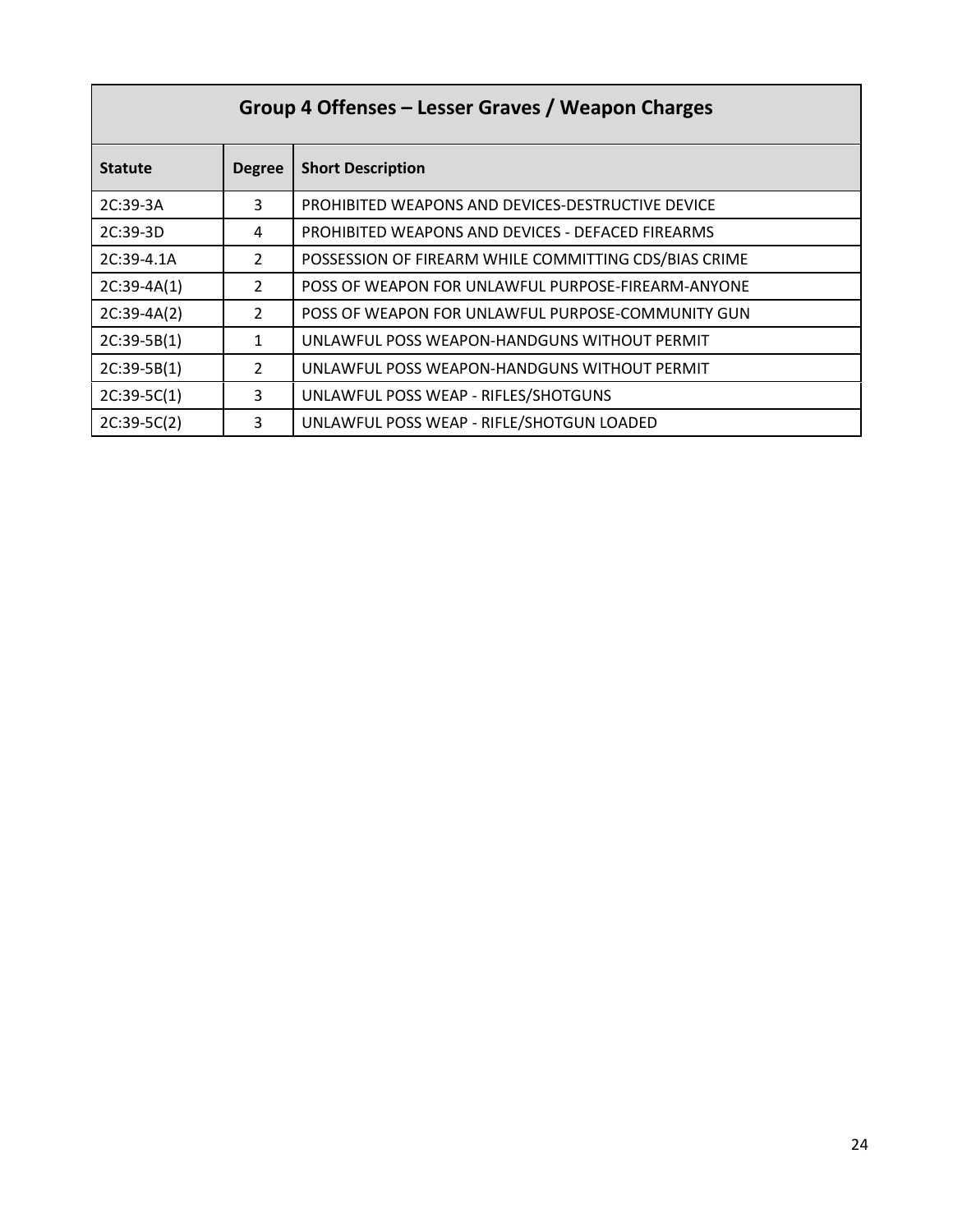| Group 4 Offenses – Lesser Graves / Weapon Charges | | |
|---|---|---|
| **Statute** | **Degree** | **Short Description** |
| 2C:39-3A | 3 | PROHIBITED WEAPONS AND DEVICES-DESTRUCTIVE DEVICE |
| 2C:39-3D | 4 | PROHIBITED WEAPONS AND DEVICES - DEFACED FIREARMS |
| 2C:39-4.1A | 2 | POSSESSION OF FIREARM WHILE COMMITTING CDS/BIAS CRIME |
| 2C:39-4A(1) | 2 | POSS OF WEAPON FOR UNLAWFUL PURPOSE-FIREARM-ANYONE |
| 2C:39-4A(2) | 2 | POSS OF WEAPON FOR UNLAWFUL PURPOSE-COMMUNITY GUN |
| 2C:39-5B(1) | 1 | UNLAWFUL POSS WEAPON-HANDGUNS WITHOUT PERMIT |
| 2C:39-5B(1) | 2 | UNLAWFUL POSS WEAPON-HANDGUNS WITHOUT PERMIT |
| 2C:39-5C(1) | 3 | UNLAWFUL POSS WEAP - RIFLES/SHOTGUNS |
| 2C:39-5C(2) | 3 | UNLAWFUL POSS WEAP - RIFLE/SHOTGUN LOADED |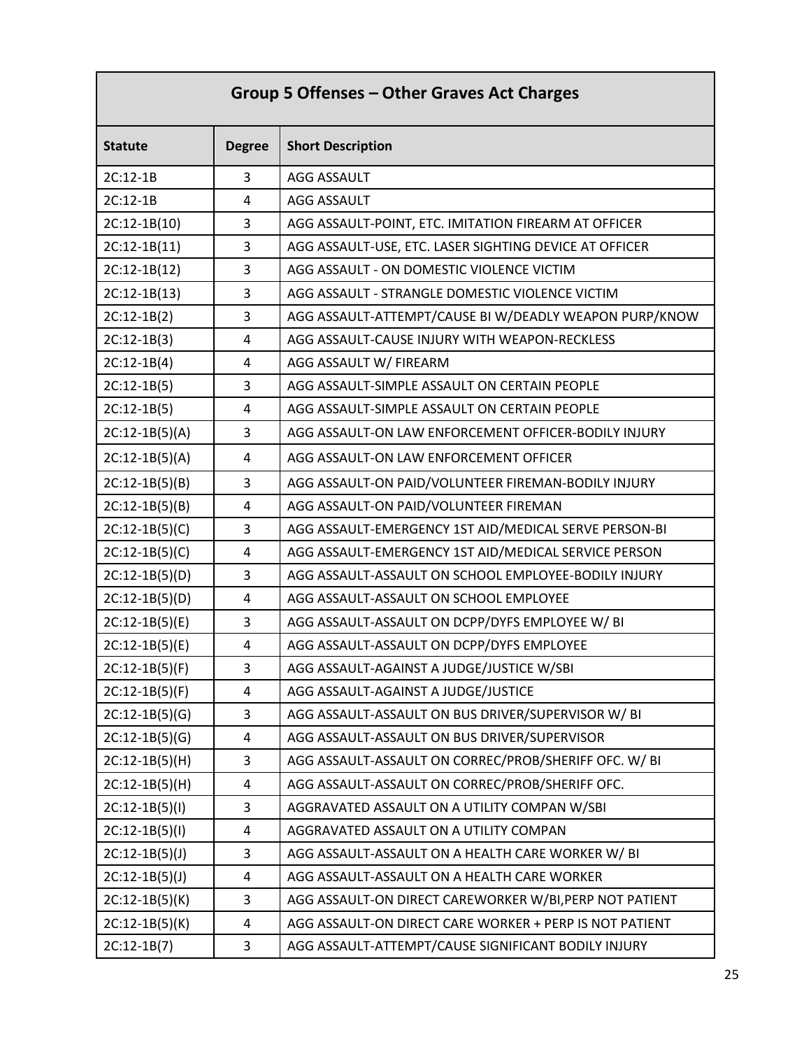| Group 5 Offenses – Other Graves Act Charges | | |
|---|---|---|
| **Statute** | **Degree** | **Short Description** |
| 2C:12-1B | 3 | AGG ASSAULT |
| 2C:12-1B | 4 | AGG ASSAULT |
| 2C:12-1B(10) | 3 | AGG ASSAULT-POINT, ETC. IMITATION FIREARM AT OFFICER |
| 2C:12-1B(11) | 3 | AGG ASSAULT-USE, ETC. LASER SIGHTING DEVICE AT OFFICER |
| 2C:12-1B(12) | 3 | AGG ASSAULT - ON DOMESTIC VIOLENCE VICTIM |
| 2C:12-1B(13) | 3 | AGG ASSAULT - STRANGLE DOMESTIC VIOLENCE VICTIM |
| 2C:12-1B(2) | 3 | AGG ASSAULT-ATTEMPT/CAUSE BI W/DEADLY WEAPON PURP/KNOW |
| 2C:12-1B(3) | 4 | AGG ASSAULT-CAUSE INJURY WITH WEAPON-RECKLESS |
| 2C:12-1B(4) | 4 | AGG ASSAULT W/ FIREARM |
| 2C:12-1B(5) | 3 | AGG ASSAULT-SIMPLE ASSAULT ON CERTAIN PEOPLE |
| 2C:12-1B(5) | 4 | AGG ASSAULT-SIMPLE ASSAULT ON CERTAIN PEOPLE |
| 2C:12-1B(5)(A) | 3 | AGG ASSAULT-ON LAW ENFORCEMENT OFFICER-BODILY INJURY |
| 2C:12-1B(5)(A) | 4 | AGG ASSAULT-ON LAW ENFORCEMENT OFFICER |
| 2C:12-1B(5)(B) | 3 | AGG ASSAULT-ON PAID/VOLUNTEER FIREMAN-BODILY INJURY |
| 2C:12-1B(5)(B) | 4 | AGG ASSAULT-ON PAID/VOLUNTEER FIREMAN |
| 2C:12-1B(5)(C) | 3 | AGG ASSAULT-EMERGENCY 1ST AID/MEDICAL SERVE PERSON-BI |
| 2C:12-1B(5)(C) | 4 | AGG ASSAULT-EMERGENCY 1ST AID/MEDICAL SERVICE PERSON |
| 2C:12-1B(5)(D) | 3 | AGG ASSAULT-ASSAULT ON SCHOOL EMPLOYEE-BODILY INJURY |
| 2C:12-1B(5)(D) | 4 | AGG ASSAULT-ASSAULT ON SCHOOL EMPLOYEE |
| 2C:12-1B(5)(E) | 3 | AGG ASSAULT-ASSAULT ON DCPP/DYFS EMPLOYEE W/ BI |
| 2C:12-1B(5)(E) | 4 | AGG ASSAULT-ASSAULT ON DCPP/DYFS EMPLOYEE |
| 2C:12-1B(5)(F) | 3 | AGG ASSAULT-AGAINST A JUDGE/JUSTICE W/SBI |
| 2C:12-1B(5)(F) | 4 | AGG ASSAULT-AGAINST A JUDGE/JUSTICE |
| 2C:12-1B(5)(G) | 3 | AGG ASSAULT-ASSAULT ON BUS DRIVER/SUPERVISOR W/ BI |
| 2C:12-1B(5)(G) | 4 | AGG ASSAULT-ASSAULT ON BUS DRIVER/SUPERVISOR |
| 2C:12-1B(5)(H) | 3 | AGG ASSAULT-ASSAULT ON CORREC/PROB/SHERIFF OFC. W/ BI |
| 2C:12-1B(5)(H) | 4 | AGG ASSAULT-ASSAULT ON CORREC/PROB/SHERIFF OFC. |
| 2C:12-1B(5)(I) | 3 | AGGRAVATED ASSAULT ON A UTILITY COMPAN W/SBI |
| 2C:12-1B(5)(I) | 4 | AGGRAVATED ASSAULT ON A UTILITY COMPAN |
| 2C:12-1B(5)(J) | 3 | AGG ASSAULT-ASSAULT ON A HEALTH CARE WORKER W/ BI |
| 2C:12-1B(5)(J) | 4 | AGG ASSAULT-ASSAULT ON A HEALTH CARE WORKER |
| 2C:12-1B(5)(K) | 3 | AGG ASSAULT-ON DIRECT CAREWORKER W/BI,PERP NOT PATIENT |
| 2C:12-1B(5)(K) | 4 | AGG ASSAULT-ON DIRECT CARE WORKER + PERP IS NOT PATIENT |
| 2C:12-1B(7) | 3 | AGG ASSAULT-ATTEMPT/CAUSE SIGNIFICANT BODILY INJURY |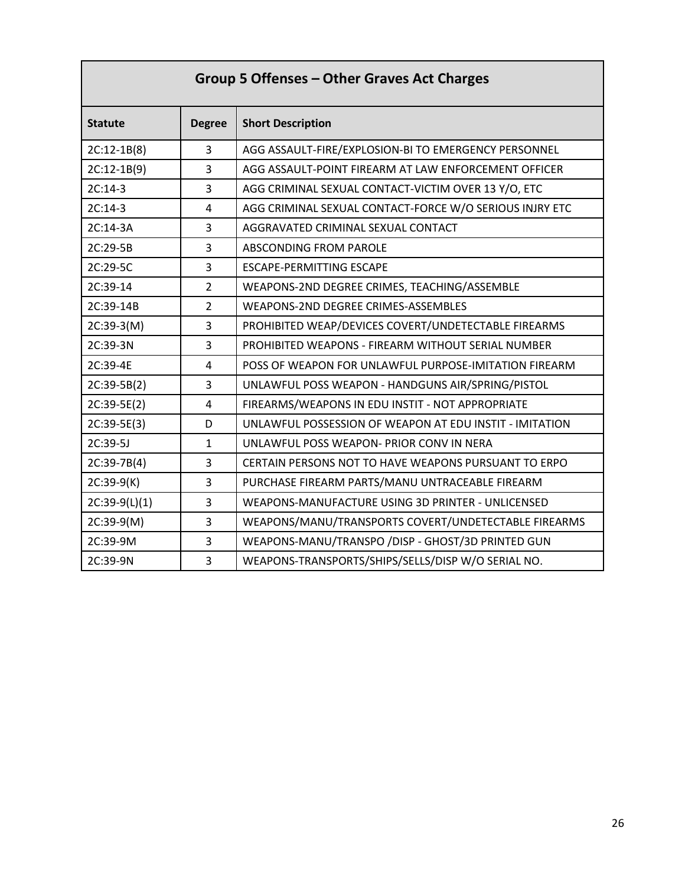| Group 5 Offenses – Other Graves Act Charges | | |
|---|---|---|
| **Statute** | **Degree** | **Short Description** |
| 2C:12-1B(8) | 3 | AGG ASSAULT-FIRE/EXPLOSION-BI TO EMERGENCY PERSONNEL |
| 2C:12-1B(9) | 3 | AGG ASSAULT-POINT FIREARM AT LAW ENFORCEMENT OFFICER |
| 2C:14-3 | 3 | AGG CRIMINAL SEXUAL CONTACT-VICTIM OVER 13 Y/O, ETC |
| 2C:14-3 | 4 | AGG CRIMINAL SEXUAL CONTACT-FORCE W/O SERIOUS INJRY ETC |
| 2C:14-3A | 3 | AGGRAVATED CRIMINAL SEXUAL CONTACT |
| 2C:29-5B | 3 | ABSCONDING FROM PAROLE |
| 2C:29-5C | 3 | ESCAPE-PERMITTING ESCAPE |
| 2C:39-14 | 2 | WEAPONS-2ND DEGREE CRIMES, TEACHING/ASSEMBLE |
| 2C:39-14B | 2 | WEAPONS-2ND DEGREE CRIMES-ASSEMBLES |
| 2C:39-3(M) | 3 | PROHIBITED WEAP/DEVICES COVERT/UNDETECTABLE FIREARMS |
| 2C:39-3N | 3 | PROHIBITED WEAPONS - FIREARM WITHOUT SERIAL NUMBER |
| 2C:39-4E | 4 | POSS OF WEAPON FOR UNLAWFUL PURPOSE-IMITATION FIREARM |
| 2C:39-5B(2) | 3 | UNLAWFUL POSS WEAPON - HANDGUNS AIR/SPRING/PISTOL |
| 2C:39-5E(2) | 4 | FIREARMS/WEAPONS IN EDU INSTIT - NOT APPROPRIATE |
| 2C:39-5E(3) | D | UNLAWFUL POSSESSION OF WEAPON AT EDU INSTIT - IMITATION |
| 2C:39-5J | 1 | UNLAWFUL POSS WEAPON- PRIOR CONV IN NERA |
| 2C:39-7B(4) | 3 | CERTAIN PERSONS NOT TO HAVE WEAPONS PURSUANT TO ERPO |
| 2C:39-9(K) | 3 | PURCHASE FIREARM PARTS/MANU UNTRACEABLE FIREARM |
| 2C:39-9(L)(1) | 3 | WEAPONS-MANUFACTURE USING 3D PRINTER - UNLICENSED |
| 2C:39-9(M) | 3 | WEAPONS/MANU/TRANSPORTS COVERT/UNDETECTABLE FIREARMS |
| 2C:39-9M | 3 | WEAPONS-MANU/TRANSPO /DISP - GHOST/3D PRINTED GUN |
| 2C:39-9N | 3 | WEAPONS-TRANSPORTS/SHIPS/SELLS/DISP W/O SERIAL NO. |